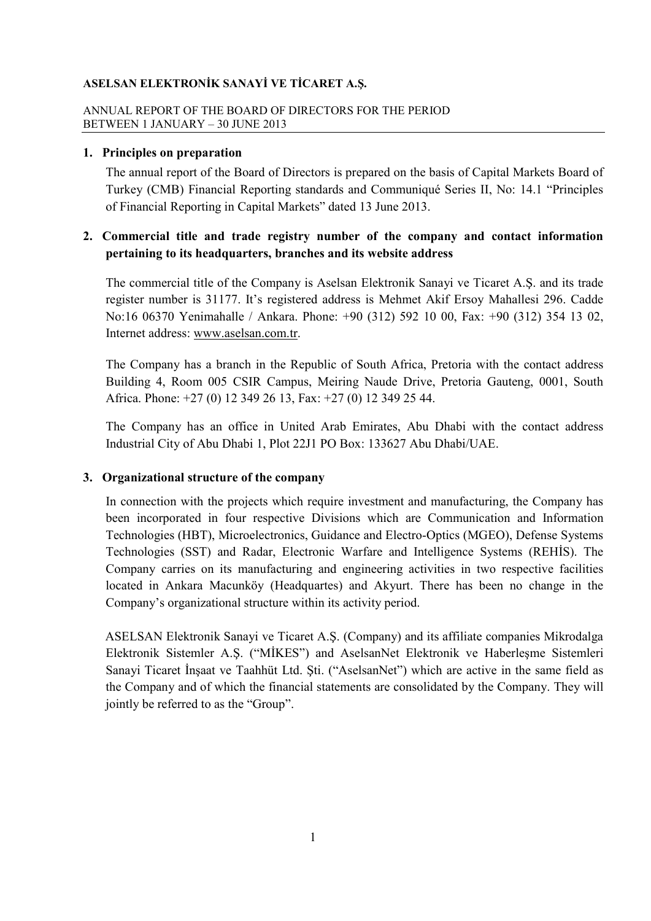**ASELSAN ELEKTRONİK SANAYİ VE TİCARET A.Ş.**

ANNUAL REPORT OF THE BOARD OF DIRECTORS FOR THE PERIOD BETWEEN 1 JANUARY – 30 JUNE 2013

## 1. Principles on preparation

The annual report of the Board of Directors is prepared on the basis of Capital Markets Board of Turkey (CMB) Financial Reporting standards and Communiqué Series II, No: 14.1 "Principles of Financial Reporting in Capital Markets" dated 13 June 2013.

## 2. Commercial title and trade registry number of the company and contact information pertaining to its headquarters, branches and its website address

The commercial title of the Company is Aselsan Elektronik Sanayi ve Ticaret A.Ş. and its trade register number is 31177. It's registered address is Mehmet Akif Ersoy Mahallesi 296. Cadde No:16 06370 Yenimahalle / Ankara. Phone: +90 (312) 592 10 00, Fax: +90 (312) 354 13 02, Internet address: www.aselsan.com.tr.

The Company has a branch in the Republic of South Africa, Pretoria with the contact address Building 4, Room 005 CSIR Campus, Meiring Naude Drive, Pretoria Gauteng, 0001, South Africa. Phone: +27 (0) 12 349 26 13, Fax: +27 (0) 12 349 25 44.

The Company has an office in United Arab Emirates, Abu Dhabi with the contact address Industrial City of Abu Dhabi 1, Plot 22J1 PO Box: 133627 Abu Dhabi/UAE.

## 3. Organizational structure of the company

In connection with the projects which require investment and manufacturing, the Company has been incorporated in four respective Divisions which are Communication and Information Technologies (HBT), Microelectronics, Guidance and Electro-Optics (MGEO), Defense Systems Technologies (SST) and Radar, Electronic Warfare and Intelligence Systems (REHİS). The Company carries on its manufacturing and engineering activities in two respective facilities located in Ankara Macunköy (Headquartes) and Akyurt. There has been no change in the Company's organizational structure within its activity period.

ASELSAN Elektronik Sanayi ve Ticaret A.Ş. (Company) and its affiliate companies Mikrodalga Elektronik Sistemler A.Ş. ("MİKES") and AselsanNet Elektronik ve Haberleşme Sistemleri Sanayi Ticaret İnşaat ve Taahhüt Ltd. Şti. ("AselsanNet") which are active in the same field as the Company and of which the financial statements are consolidated by the Company. They will jointly be referred to as the "Group".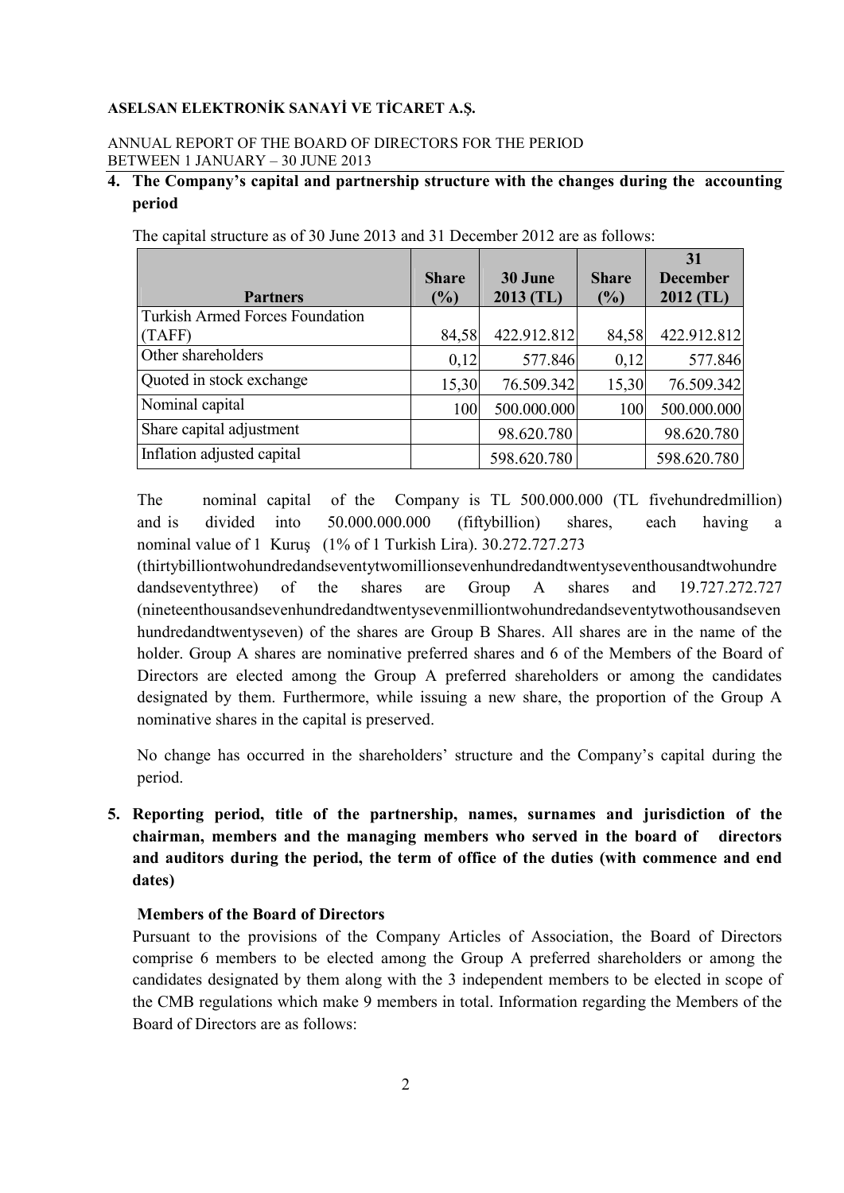**ASELSAN ELEKTRONİK SANAYİ VE TİCARET A.Ş.**

ANNUAL REPORT OF THE BOARD OF DIRECTORS FOR THE PERIOD BETWEEN 1 JANUARY – 30 JUNE 2013

## 4. The Company's capital and partnership structure with the changes during the accounting period

The capital structure as of 30 June 2013 and 31 December 2012 are as follows:

| Partners | Share (%) | 30 June 2013 (TL) | Share (%) | 31 December 2012 (TL) |
|---|---|---|---|---|
| Turkish Armed Forces Foundation (TAFF) | 84,58 | 422.912.812 | 84,58 | 422.912.812 |
| Other shareholders | 0,12 | 577.846 | 0,12 | 577.846 |
| Quoted in stock exchange | 15,30 | 76.509.342 | 15,30 | 76.509.342 |
| Nominal capital | 100 | 500.000.000 | 100 | 500.000.000 |
| Share capital adjustment | | 98.620.780 | | 98.620.780 |
| Inflation adjusted capital | | 598.620.780 | | 598.620.780 |

The nominal capital of the Company is TL 500.000.000 (TL fivehundredmillion) and is divided into 50.000.000.000 (fiftybillion) shares, each having a nominal value of 1 Kuruş (1% of 1 Turkish Lira). 30.272.727.273 (thirtybilliontwohundredandseventytwomillionsevenhundredandtwentyseventhousandtwohundredandseventythree) of the shares are Group A shares and 19.727.272.727 (nineteenthousandsevenhundredandtwentysevenmilliontwohundredandseventytwothousandsevenhundredandtwentyseven) of the shares are Group B Shares. All shares are in the name of the holder. Group A shares are nominative preferred shares and 6 of the Members of the Board of Directors are elected among the Group A preferred shareholders or among the candidates designated by them. Furthermore, while issuing a new share, the proportion of the Group A nominative shares in the capital is preserved.

No change has occurred in the shareholders' structure and the Company's capital during the period.

## 5. Reporting period, title of the partnership, names, surnames and jurisdiction of the chairman, members and the managing members who served in the board of directors and auditors during the period, the term of office of the duties (with commence and end dates)

**Members of the Board of Directors**

Pursuant to the provisions of the Company Articles of Association, the Board of Directors comprise 6 members to be elected among the Group A preferred shareholders or among the candidates designated by them along with the 3 independent members to be elected in scope of the CMB regulations which make 9 members in total. Information regarding the Members of the Board of Directors are as follows: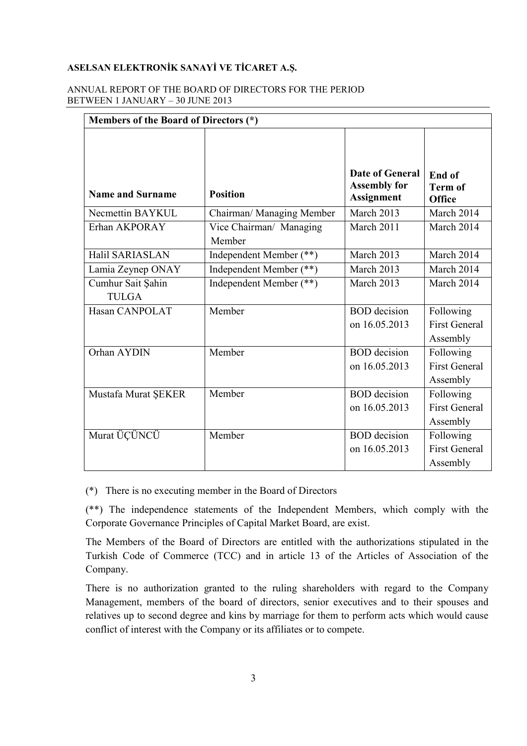| Members of the Board of Directors (*) | | | |
|---|---|---|---|
| **Name and Surname** | **Position** | **Date of General Assembly for Assignment** | **End of Term of Office** |
| Necmettin BAYKUL | Chairman/ Managing Member | March 2013 | March 2014 |
| Erhan AKPORAY | Vice Chairman/ Managing Member | March 2011 | March 2014 |
| Halil SARIASLAN | Independent Member (**) | March 2013 | March 2014 |
| Lamia Zeynep ONAY | Independent Member (**) | March 2013 | March 2014 |
| Cumhur Sait Şahin TULGA | Independent Member (**) | March 2013 | March 2014 |
| Hasan CANPOLAT | Member | BOD decision on 16.05.2013 | Following First General Assembly |
| Orhan AYDIN | Member | BOD decision on 16.05.2013 | Following First General Assembly |
| Mustafa Murat ŞEKER | Member | BOD decision on 16.05.2013 | Following First General Assembly |
| Murat ÜÇÜNCÜ | Member | BOD decision on 16.05.2013 | Following First General Assembly |

(*) There is no executing member in the Board of Directors

(**) The independence statements of the Independent Members, which comply with the Corporate Governance Principles of Capital Market Board, are exist.

The Members of the Board of Directors are entitled with the authorizations stipulated in the Turkish Code of Commerce (TCC) and in article 13 of the Articles of Association of the Company.

There is no authorization granted to the ruling shareholders with regard to the Company Management, members of the board of directors, senior executives and to their spouses and relatives up to second degree and kins by marriage for them to perform acts which would cause conflict of interest with the Company or its affiliates or to compete.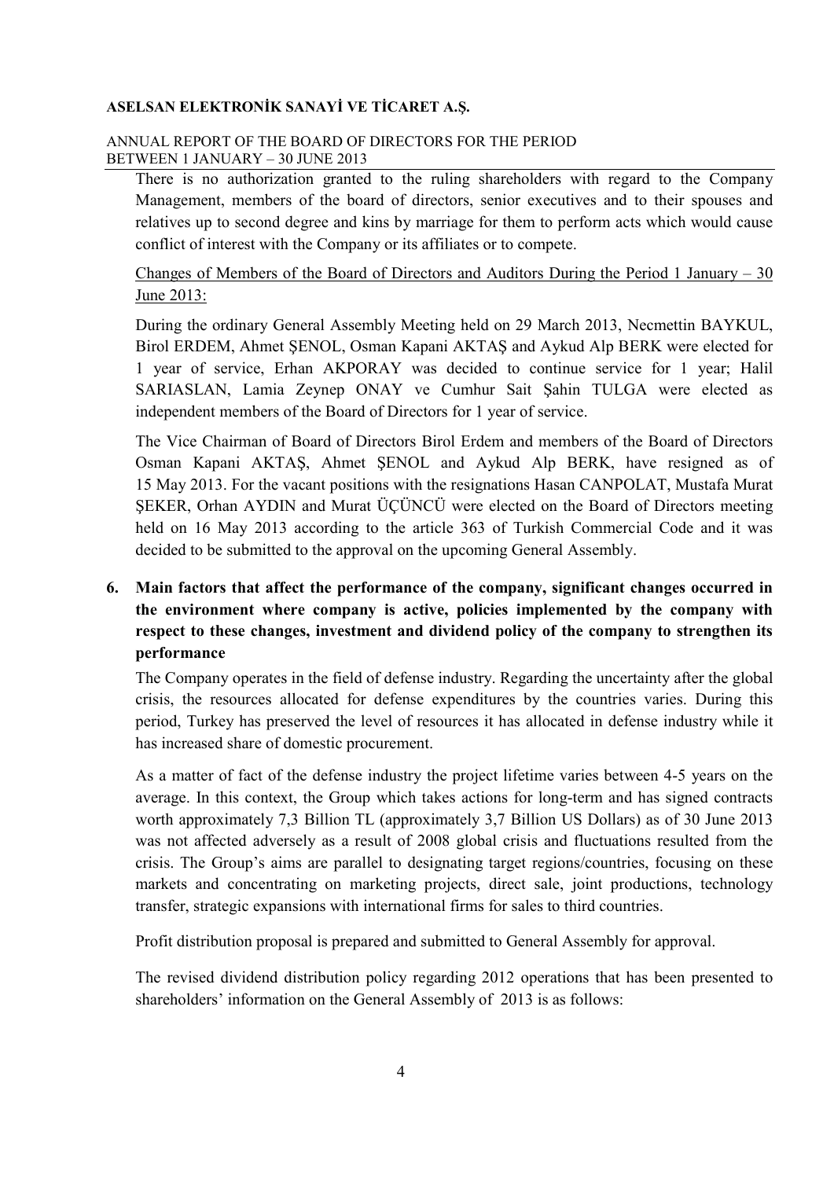There is no authorization granted to the ruling shareholders with regard to the Company Management, members of the board of directors, senior executives and to their spouses and relatives up to second degree and kins by marriage for them to perform acts which would cause conflict of interest with the Company or its affiliates or to compete.

Changes of Members of the Board of Directors and Auditors During the Period 1 January – 30 June 2013:

During the ordinary General Assembly Meeting held on 29 March 2013, Necmettin BAYKUL, Birol ERDEM, Ahmet ŞENOL, Osman Kapani AKTAŞ and Aykud Alp BERK were elected for 1 year of service, Erhan AKPORAY was decided to continue service for 1 year; Halil SARIASLAN, Lamia Zeynep ONAY ve Cumhur Sait Şahin TULGA were elected as independent members of the Board of Directors for 1 year of service.

The Vice Chairman of Board of Directors Birol Erdem and members of the Board of Directors Osman Kapani AKTAŞ, Ahmet ŞENOL and Aykud Alp BERK, have resigned as of 15 May 2013. For the vacant positions with the resignations Hasan CANPOLAT, Mustafa Murat ŞEKER, Orhan AYDIN and Murat ÜÇÜNCÜ were elected on the Board of Directors meeting held on 16 May 2013 according to the article 363 of Turkish Commercial Code and it was decided to be submitted to the approval on the upcoming General Assembly.

## 6. Main factors that affect the performance of the company, significant changes occurred in the environment where company is active, policies implemented by the company with respect to these changes, investment and dividend policy of the company to strengthen its performance

The Company operates in the field of defense industry. Regarding the uncertainty after the global crisis, the resources allocated for defense expenditures by the countries varies. During this period, Turkey has preserved the level of resources it has allocated in defense industry while it has increased share of domestic procurement.

As a matter of fact of the defense industry the project lifetime varies between 4-5 years on the average. In this context, the Group which takes actions for long-term and has signed contracts worth approximately 7,3 Billion TL (approximately 3,7 Billion US Dollars) as of 30 June 2013 was not affected adversely as a result of 2008 global crisis and fluctuations resulted from the crisis. The Group's aims are parallel to designating target regions/countries, focusing on these markets and concentrating on marketing projects, direct sale, joint productions, technology transfer, strategic expansions with international firms for sales to third countries.

Profit distribution proposal is prepared and submitted to General Assembly for approval.

The revised dividend distribution policy regarding 2012 operations that has been presented to shareholders' information on the General Assembly of 2013 is as follows: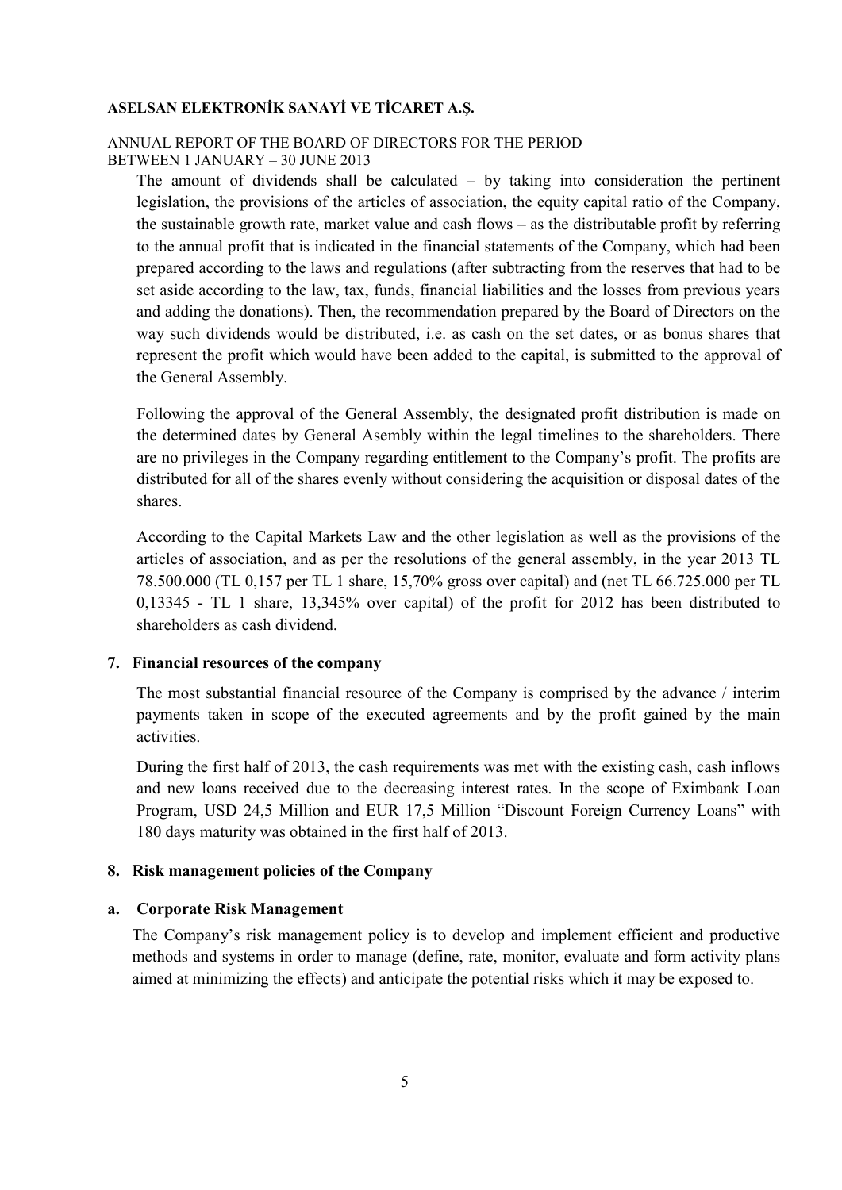The amount of dividends shall be calculated – by taking into consideration the pertinent legislation, the provisions of the articles of association, the equity capital ratio of the Company, the sustainable growth rate, market value and cash flows – as the distributable profit by referring to the annual profit that is indicated in the financial statements of the Company, which had been prepared according to the laws and regulations (after subtracting from the reserves that had to be set aside according to the law, tax, funds, financial liabilities and the losses from previous years and adding the donations). Then, the recommendation prepared by the Board of Directors on the way such dividends would be distributed, i.e. as cash on the set dates, or as bonus shares that represent the profit which would have been added to the capital, is submitted to the approval of the General Assembly.

Following the approval of the General Assembly, the designated profit distribution is made on the determined dates by General Asembly within the legal timelines to the shareholders. There are no privileges in the Company regarding entitlement to the Company's profit. The profits are distributed for all of the shares evenly without considering the acquisition or disposal dates of the shares.

According to the Capital Markets Law and the other legislation as well as the provisions of the articles of association, and as per the resolutions of the general assembly, in the year 2013 TL 78.500.000 (TL 0,157 per TL 1 share, 15,70% gross over capital) and (net TL 66.725.000 per TL 0,13345 - TL 1 share, 13,345% over capital) of the profit for 2012 has been distributed to shareholders as cash dividend.

## 7. Financial resources of the company

The most substantial financial resource of the Company is comprised by the advance / interim payments taken in scope of the executed agreements and by the profit gained by the main activities.

During the first half of 2013, the cash requirements was met with the existing cash, cash inflows and new loans received due to the decreasing interest rates. In the scope of Eximbank Loan Program, USD 24,5 Million and EUR 17,5 Million "Discount Foreign Currency Loans" with 180 days maturity was obtained in the first half of 2013.

## 8. Risk management policies of the Company

### a. Corporate Risk Management

The Company's risk management policy is to develop and implement efficient and productive methods and systems in order to manage (define, rate, monitor, evaluate and form activity plans aimed at minimizing the effects) and anticipate the potential risks which it may be exposed to.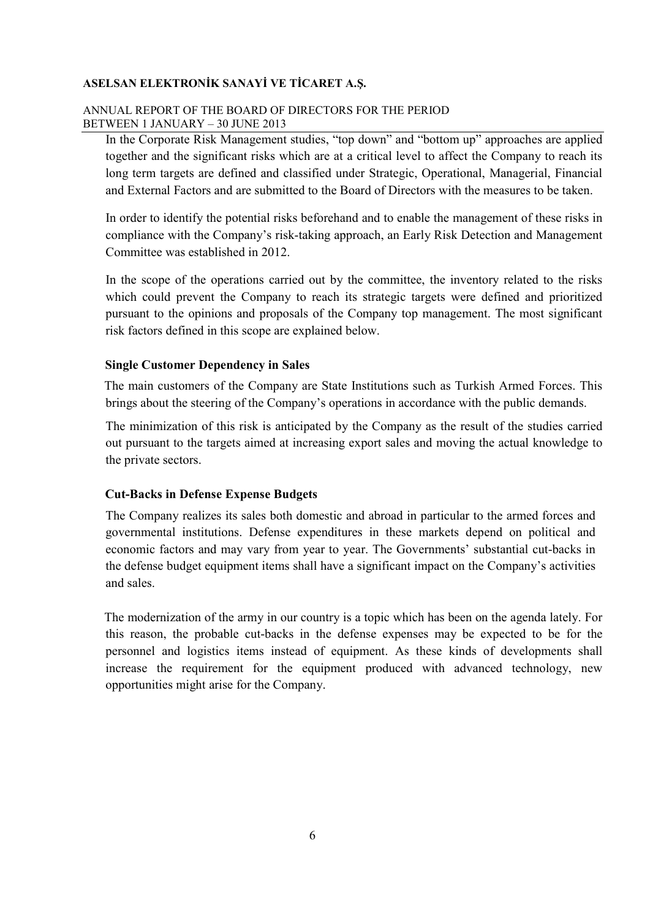In the Corporate Risk Management studies, "top down" and "bottom up" approaches are applied together and the significant risks which are at a critical level to affect the Company to reach its long term targets are defined and classified under Strategic, Operational, Managerial, Financial and External Factors and are submitted to the Board of Directors with the measures to be taken.

In order to identify the potential risks beforehand and to enable the management of these risks in compliance with the Company's risk-taking approach, an Early Risk Detection and Management Committee was established in 2012.

In the scope of the operations carried out by the committee, the inventory related to the risks which could prevent the Company to reach its strategic targets were defined and prioritized pursuant to the opinions and proposals of the Company top management. The most significant risk factors defined in this scope are explained below.

**Single Customer Dependency in Sales**

The main customers of the Company are State Institutions such as Turkish Armed Forces. This brings about the steering of the Company's operations in accordance with the public demands.

The minimization of this risk is anticipated by the Company as the result of the studies carried out pursuant to the targets aimed at increasing export sales and moving the actual knowledge to the private sectors.

**Cut-Backs in Defense Expense Budgets**

The Company realizes its sales both domestic and abroad in particular to the armed forces and governmental institutions. Defense expenditures in these markets depend on political and economic factors and may vary from year to year. The Governments' substantial cut-backs in the defense budget equipment items shall have a significant impact on the Company's activities and sales.

The modernization of the army in our country is a topic which has been on the agenda lately. For this reason, the probable cut-backs in the defense expenses may be expected to be for the personnel and logistics items instead of equipment. As these kinds of developments shall increase the requirement for the equipment produced with advanced technology, new opportunities might arise for the Company.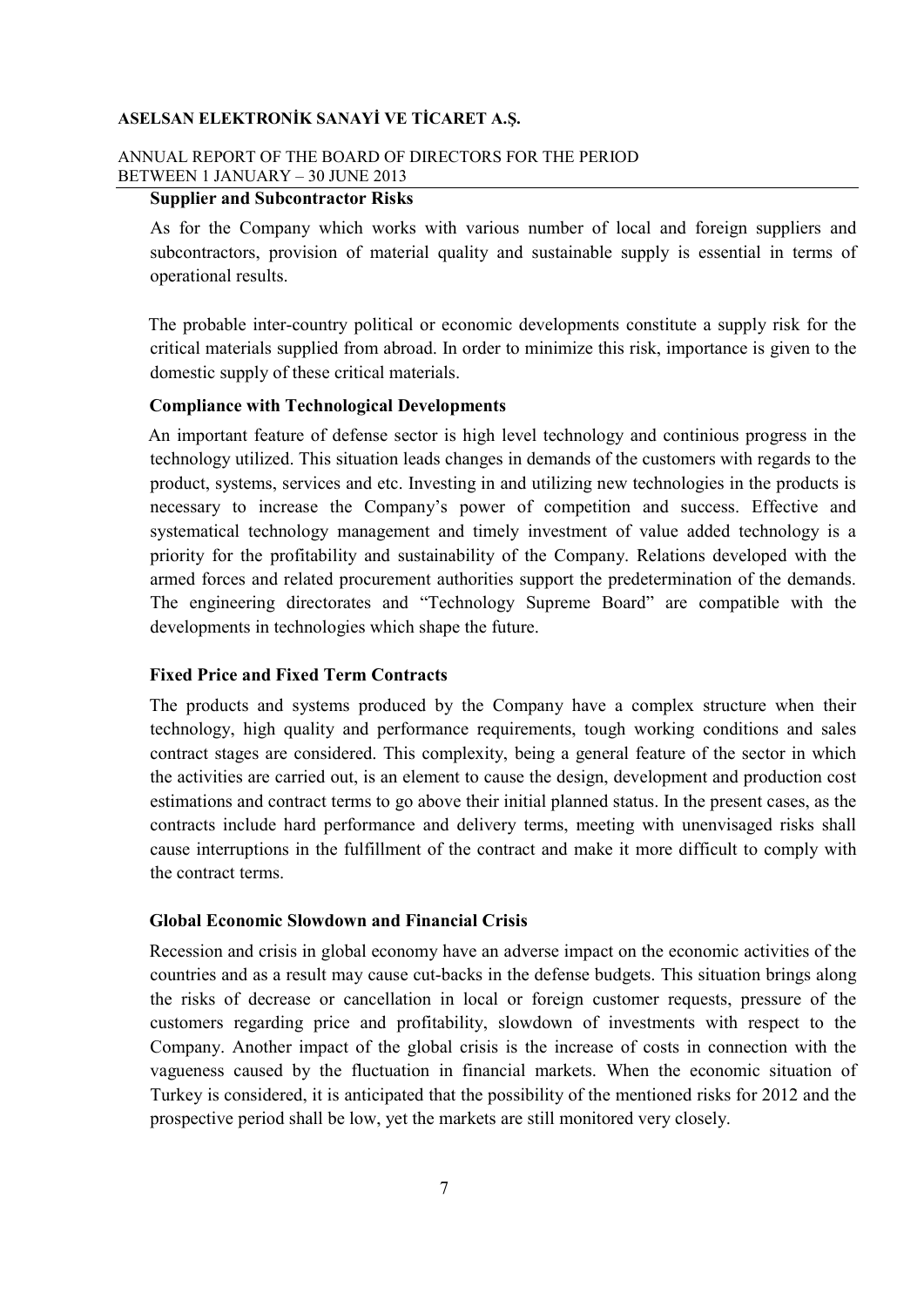**Supplier and Subcontractor Risks**

As for the Company which works with various number of local and foreign suppliers and subcontractors, provision of material quality and sustainable supply is essential in terms of operational results.

The probable inter-country political or economic developments constitute a supply risk for the critical materials supplied from abroad. In order to minimize this risk, importance is given to the domestic supply of these critical materials.

**Compliance with Technological Developments**

An important feature of defense sector is high level technology and continious progress in the technology utilized. This situation leads changes in demands of the customers with regards to the product, systems, services and etc. Investing in and utilizing new technologies in the products is necessary to increase the Company's power of competition and success. Effective and systematical technology management and timely investment of value added technology is a priority for the profitability and sustainability of the Company. Relations developed with the armed forces and related procurement authorities support the predetermination of the demands. The engineering directorates and "Technology Supreme Board" are compatible with the developments in technologies which shape the future.

**Fixed Price and Fixed Term Contracts**

The products and systems produced by the Company have a complex structure when their technology, high quality and performance requirements, tough working conditions and sales contract stages are considered. This complexity, being a general feature of the sector in which the activities are carried out, is an element to cause the design, development and production cost estimations and contract terms to go above their initial planned status. In the present cases, as the contracts include hard performance and delivery terms, meeting with unenvisaged risks shall cause interruptions in the fulfillment of the contract and make it more difficult to comply with the contract terms.

**Global Economic Slowdown and Financial Crisis**

Recession and crisis in global economy have an adverse impact on the economic activities of the countries and as a result may cause cut-backs in the defense budgets. This situation brings along the risks of decrease or cancellation in local or foreign customer requests, pressure of the customers regarding price and profitability, slowdown of investments with respect to the Company. Another impact of the global crisis is the increase of costs in connection with the vagueness caused by the fluctuation in financial markets. When the economic situation of Turkey is considered, it is anticipated that the possibility of the mentioned risks for 2012 and the prospective period shall be low, yet the markets are still monitored very closely.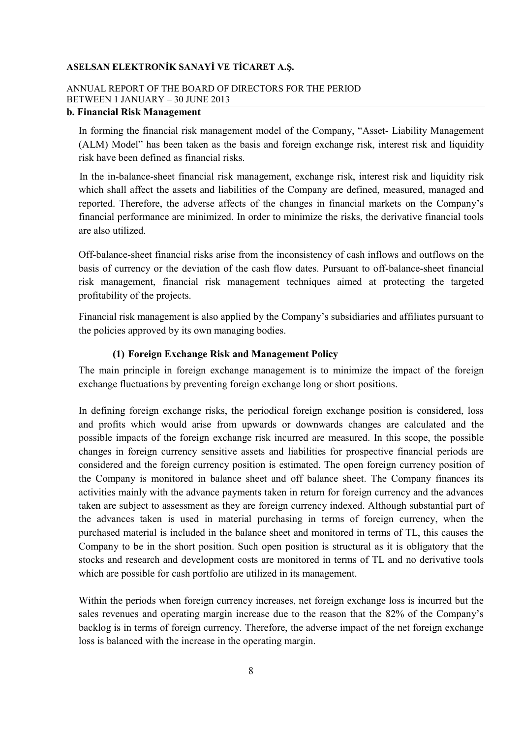## b. Financial Risk Management

In forming the financial risk management model of the Company, "Asset- Liability Management (ALM) Model" has been taken as the basis and foreign exchange risk, interest risk and liquidity risk have been defined as financial risks.

In the in-balance-sheet financial risk management, exchange risk, interest risk and liquidity risk which shall affect the assets and liabilities of the Company are defined, measured, managed and reported. Therefore, the adverse affects of the changes in financial markets on the Company's financial performance are minimized. In order to minimize the risks, the derivative financial tools are also utilized.

Off-balance-sheet financial risks arise from the inconsistency of cash inflows and outflows on the basis of currency or the deviation of the cash flow dates. Pursuant to off-balance-sheet financial risk management, financial risk management techniques aimed at protecting the targeted profitability of the projects.

Financial risk management is also applied by the Company's subsidiaries and affiliates pursuant to the policies approved by its own managing bodies.

### (1) Foreign Exchange Risk and Management Policy

The main principle in foreign exchange management is to minimize the impact of the foreign exchange fluctuations by preventing foreign exchange long or short positions.

In defining foreign exchange risks, the periodical foreign exchange position is considered, loss and profits which would arise from upwards or downwards changes are calculated and the possible impacts of the foreign exchange risk incurred are measured. In this scope, the possible changes in foreign currency sensitive assets and liabilities for prospective financial periods are considered and the foreign currency position is estimated. The open foreign currency position of the Company is monitored in balance sheet and off balance sheet. The Company finances its activities mainly with the advance payments taken in return for foreign currency and the advances taken are subject to assessment as they are foreign currency indexed. Although substantial part of the advances taken is used in material purchasing in terms of foreign currency, when the purchased material is included in the balance sheet and monitored in terms of TL, this causes the Company to be in the short position. Such open position is structural as it is obligatory that the stocks and research and development costs are monitored in terms of TL and no derivative tools which are possible for cash portfolio are utilized in its management.

Within the periods when foreign currency increases, net foreign exchange loss is incurred but the sales revenues and operating margin increase due to the reason that the 82% of the Company's backlog is in terms of foreign currency. Therefore, the adverse impact of the net foreign exchange loss is balanced with the increase in the operating margin.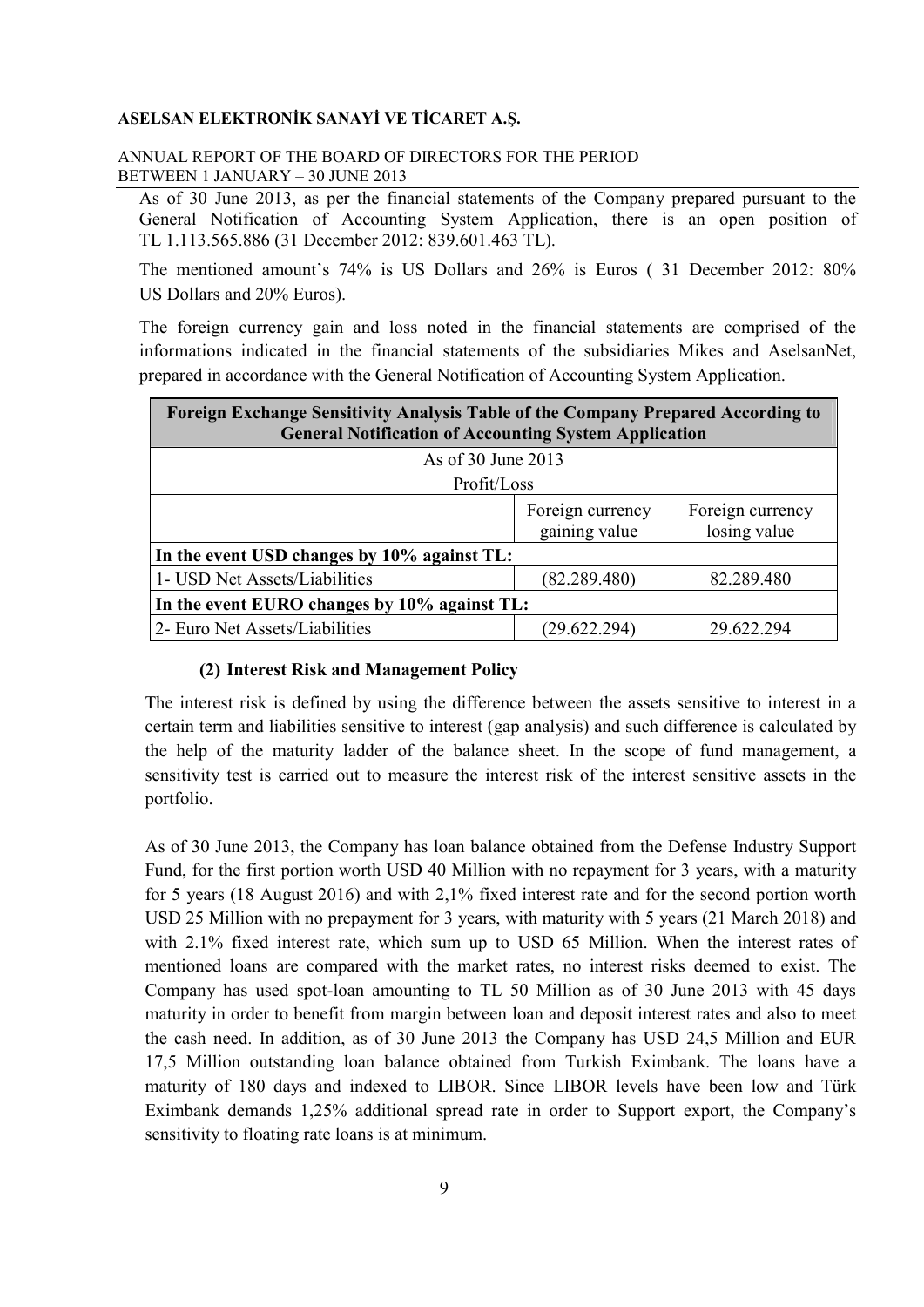As of 30 June 2013, as per the financial statements of the Company prepared pursuant to the General Notification of Accounting System Application, there is an open position of TL 1.113.565.886 (31 December 2012: 839.601.463 TL).

The mentioned amount's 74% is US Dollars and 26% is Euros ( 31 December 2012: 80% US Dollars and 20% Euros).

The foreign currency gain and loss noted in the financial statements are comprised of the informations indicated in the financial statements of the subsidiaries Mikes and AselsanNet, prepared in accordance with the General Notification of Accounting System Application.

| **Foreign Exchange Sensitivity Analysis Table of the Company Prepared According to General Notification of Accounting System Application** | | |
|---|---|---|
| As of 30 June 2013 | | |
| Profit/Loss | | |
| | Foreign currency gaining value | Foreign currency losing value |
| **In the event USD changes by 10% against TL:** | | |
| 1- USD Net Assets/Liabilities | (82.289.480) | 82.289.480 |
| **In the event EURO changes by 10% against TL:** | | |
| 2- Euro Net Assets/Liabilities | (29.622.294) | 29.622.294 |

**(2) Interest Risk and Management Policy**

The interest risk is defined by using the difference between the assets sensitive to interest in a certain term and liabilities sensitive to interest (gap analysis) and such difference is calculated by the help of the maturity ladder of the balance sheet. In the scope of fund management, a sensitivity test is carried out to measure the interest risk of the interest sensitive assets in the portfolio.

As of 30 June 2013, the Company has loan balance obtained from the Defense Industry Support Fund, for the first portion worth USD 40 Million with no repayment for 3 years, with a maturity for 5 years (18 August 2016) and with 2,1% fixed interest rate and for the second portion worth USD 25 Million with no prepayment for 3 years, with maturity with 5 years (21 March 2018) and with 2.1% fixed interest rate, which sum up to USD 65 Million. When the interest rates of mentioned loans are compared with the market rates, no interest risks deemed to exist. The Company has used spot-loan amounting to TL 50 Million as of 30 June 2013 with 45 days maturity in order to benefit from margin between loan and deposit interest rates and also to meet the cash need. In addition, as of 30 June 2013 the Company has USD 24,5 Million and EUR 17,5 Million outstanding loan balance obtained from Turkish Eximbank. The loans have a maturity of 180 days and indexed to LIBOR. Since LIBOR levels have been low and Türk Eximbank demands 1,25% additional spread rate in order to Support export, the Company's sensitivity to floating rate loans is at minimum.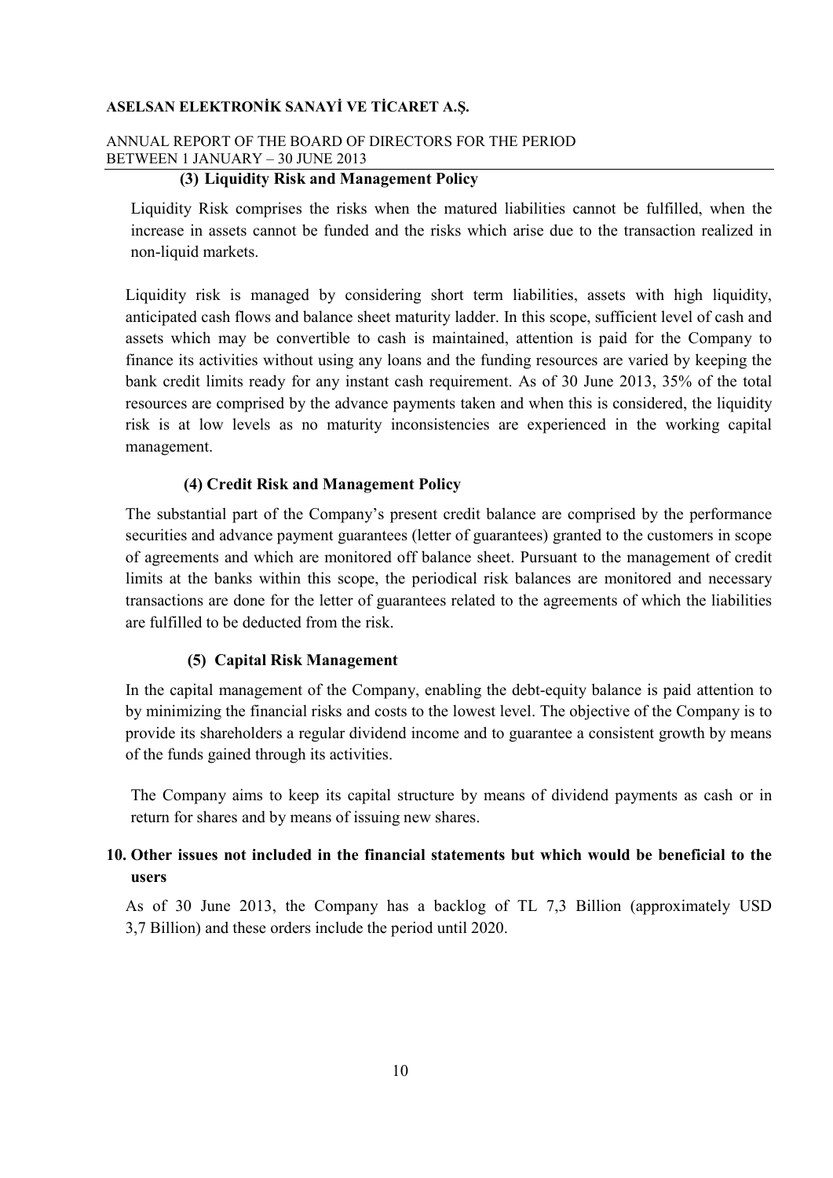#### (3) Liquidity Risk and Management Policy

Liquidity Risk comprises the risks when the matured liabilities cannot be fulfilled, when the increase in assets cannot be funded and the risks which arise due to the transaction realized in non-liquid markets.

Liquidity risk is managed by considering short term liabilities, assets with high liquidity, anticipated cash flows and balance sheet maturity ladder. In this scope, sufficient level of cash and assets which may be convertible to cash is maintained, attention is paid for the Company to finance its activities without using any loans and the funding resources are varied by keeping the bank credit limits ready for any instant cash requirement. As of 30 June 2013, 35% of the total resources are comprised by the advance payments taken and when this is considered, the liquidity risk is at low levels as no maturity inconsistencies are experienced in the working capital management.

#### (4) Credit Risk and Management Policy

The substantial part of the Company's present credit balance are comprised by the performance securities and advance payment guarantees (letter of guarantees) granted to the customers in scope of agreements and which are monitored off balance sheet. Pursuant to the management of credit limits at the banks within this scope, the periodical risk balances are monitored and necessary transactions are done for the letter of guarantees related to the agreements of which the liabilities are fulfilled to be deducted from the risk.

#### (5) Capital Risk Management

In the capital management of the Company, enabling the debt-equity balance is paid attention to by minimizing the financial risks and costs to the lowest level. The objective of the Company is to provide its shareholders a regular dividend income and to guarantee a consistent growth by means of the funds gained through its activities.

The Company aims to keep its capital structure by means of dividend payments as cash or in return for shares and by means of issuing new shares.

## 10. Other issues not included in the financial statements but which would be beneficial to the users

As of 30 June 2013, the Company has a backlog of TL 7,3 Billion (approximately USD 3,7 Billion) and these orders include the period until 2020.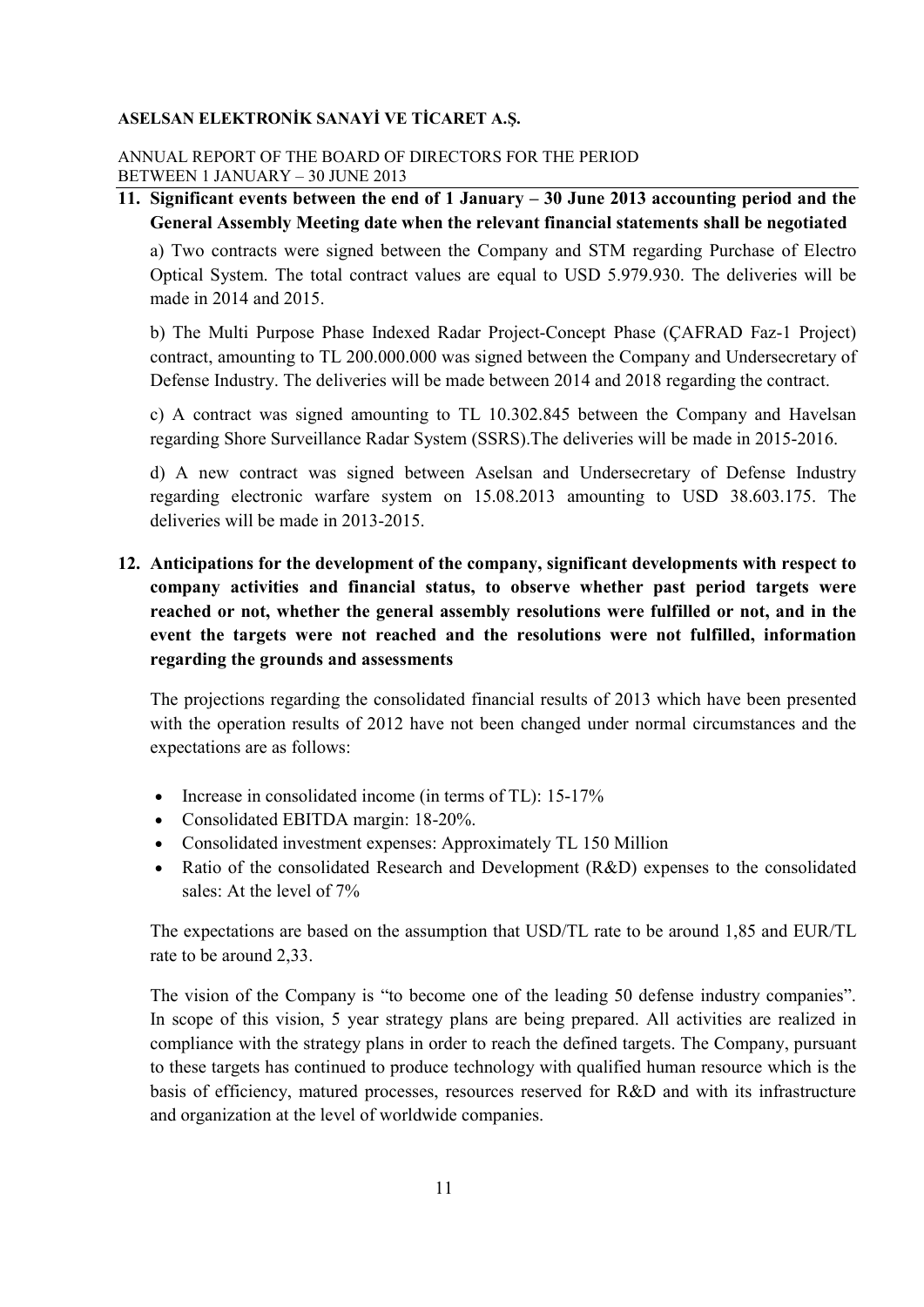## 11. Significant events between the end of 1 January – 30 June 2013 accounting period and the General Assembly Meeting date when the relevant financial statements shall be negotiated

a) Two contracts were signed between the Company and STM regarding Purchase of Electro Optical System. The total contract values are equal to USD 5.979.930. The deliveries will be made in 2014 and 2015.

b) The Multi Purpose Phase Indexed Radar Project-Concept Phase (ÇAFRAD Faz-1 Project) contract, amounting to TL 200.000.000 was signed between the Company and Undersecretary of Defense Industry. The deliveries will be made between 2014 and 2018 regarding the contract.

c) A contract was signed amounting to TL 10.302.845 between the Company and Havelsan regarding Shore Surveillance Radar System (SSRS).The deliveries will be made in 2015-2016.

d) A new contract was signed between Aselsan and Undersecretary of Defense Industry regarding electronic warfare system on 15.08.2013 amounting to USD 38.603.175. The deliveries will be made in 2013-2015.

## 12. Anticipations for the development of the company, significant developments with respect to company activities and financial status, to observe whether past period targets were reached or not, whether the general assembly resolutions were fulfilled or not, and in the event the targets were not reached and the resolutions were not fulfilled, information regarding the grounds and assessments

The projections regarding the consolidated financial results of 2013 which have been presented with the operation results of 2012 have not been changed under normal circumstances and the expectations are as follows:

- Increase in consolidated income (in terms of TL): 15-17%
- Consolidated EBITDA margin: 18-20%.
- Consolidated investment expenses: Approximately TL 150 Million
- Ratio of the consolidated Research and Development (R&D) expenses to the consolidated sales: At the level of 7%

The expectations are based on the assumption that USD/TL rate to be around 1,85 and EUR/TL rate to be around 2,33.

The vision of the Company is "to become one of the leading 50 defense industry companies". In scope of this vision, 5 year strategy plans are being prepared. All activities are realized in compliance with the strategy plans in order to reach the defined targets. The Company, pursuant to these targets has continued to produce technology with qualified human resource which is the basis of efficiency, matured processes, resources reserved for R&D and with its infrastructure and organization at the level of worldwide companies.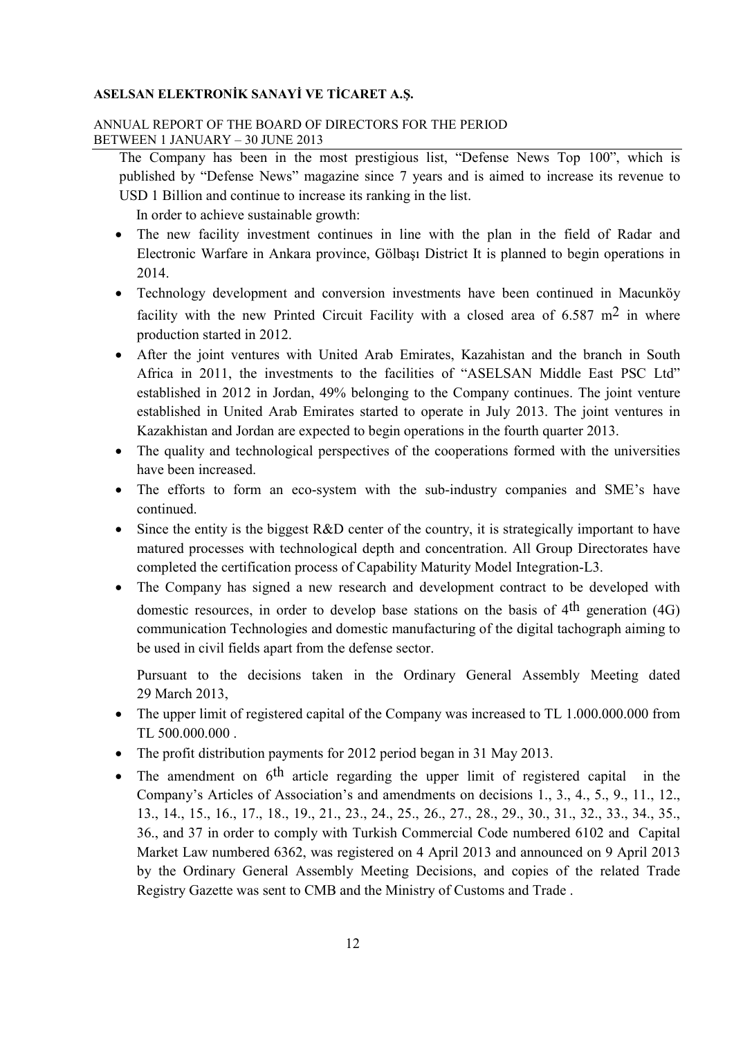The Company has been in the most prestigious list, "Defense News Top 100", which is published by "Defense News" magazine since 7 years and is aimed to increase its revenue to USD 1 Billion and continue to increase its ranking in the list.

In order to achieve sustainable growth:

- The new facility investment continues in line with the plan in the field of Radar and Electronic Warfare in Ankara province, Gölbaşı District It is planned to begin operations in 2014.
- Technology development and conversion investments have been continued in Macunköy facility with the new Printed Circuit Facility with a closed area of 6.587 $m^2$ in where production started in 2012.
- After the joint ventures with United Arab Emirates, Kazahistan and the branch in South Africa in 2011, the investments to the facilities of "ASELSAN Middle East PSC Ltd" established in 2012 in Jordan, 49% belonging to the Company continues. The joint venture established in United Arab Emirates started to operate in July 2013. The joint ventures in Kazakhistan and Jordan are expected to begin operations in the fourth quarter 2013.
- The quality and technological perspectives of the cooperations formed with the universities have been increased.
- The efforts to form an eco-system with the sub-industry companies and SME's have continued.
- Since the entity is the biggest R&D center of the country, it is strategically important to have matured processes with technological depth and concentration. All Group Directorates have completed the certification process of Capability Maturity Model Integration-L3.
- The Company has signed a new research and development contract to be developed with domestic resources, in order to develop base stations on the basis of 4th generation (4G) communication Technologies and domestic manufacturing of the digital tachograph aiming to be used in civil fields apart from the defense sector.

Pursuant to the decisions taken in the Ordinary General Assembly Meeting dated 29 March 2013,

- The upper limit of registered capital of the Company was increased to TL 1.000.000.000 from TL 500.000.000 .
- The profit distribution payments for 2012 period began in 31 May 2013.
- The amendment on 6th article regarding the upper limit of registered capital in the Company's Articles of Association's and amendments on decisions 1., 3., 4., 5., 9., 11., 12., 13., 14., 15., 16., 17., 18., 19., 21., 23., 24., 25., 26., 27., 28., 29., 30., 31., 32., 33., 34., 35., 36., and 37 in order to comply with Turkish Commercial Code numbered 6102 and Capital Market Law numbered 6362, was registered on 4 April 2013 and announced on 9 April 2013 by the Ordinary General Assembly Meeting Decisions, and copies of the related Trade Registry Gazette was sent to CMB and the Ministry of Customs and Trade .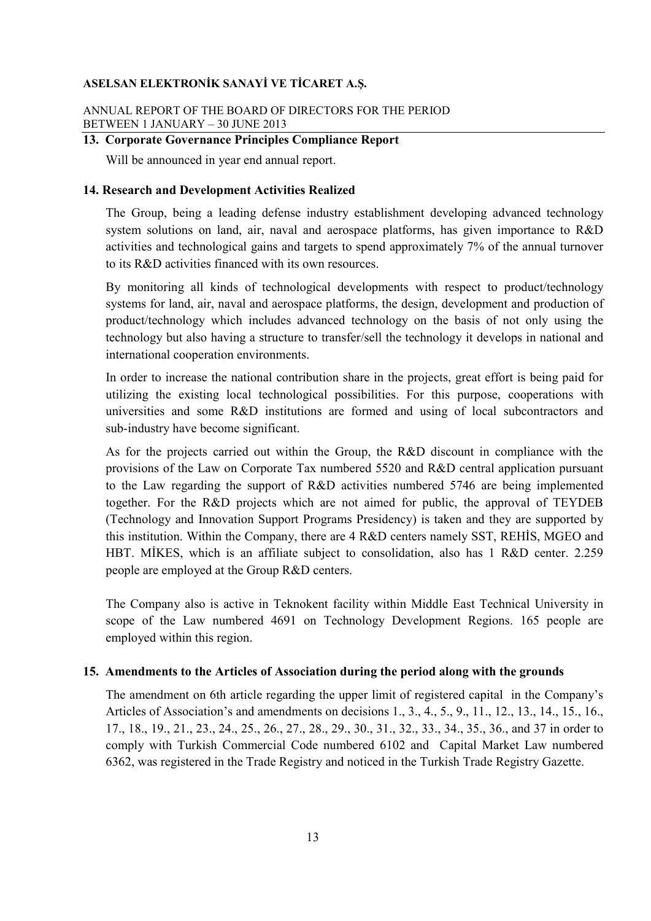## 13. Corporate Governance Principles Compliance Report

Will be announced in year end annual report.

## 14. Research and Development Activities Realized

The Group, being a leading defense industry establishment developing advanced technology system solutions on land, air, naval and aerospace platforms, has given importance to R&D activities and technological gains and targets to spend approximately 7% of the annual turnover to its R&D activities financed with its own resources.

By monitoring all kinds of technological developments with respect to product/technology systems for land, air, naval and aerospace platforms, the design, development and production of product/technology which includes advanced technology on the basis of not only using the technology but also having a structure to transfer/sell the technology it develops in national and international cooperation environments.

In order to increase the national contribution share in the projects, great effort is being paid for utilizing the existing local technological possibilities. For this purpose, cooperations with universities and some R&D institutions are formed and using of local subcontractors and sub-industry have become significant.

As for the projects carried out within the Group, the R&D discount in compliance with the provisions of the Law on Corporate Tax numbered 5520 and R&D central application pursuant to the Law regarding the support of R&D activities numbered 5746 are being implemented together. For the R&D projects which are not aimed for public, the approval of TEYDEB (Technology and Innovation Support Programs Presidency) is taken and they are supported by this institution. Within the Company, there are 4 R&D centers namely SST, REHİS, MGEO and HBT. MİKES, which is an affiliate subject to consolidation, also has 1 R&D center. 2.259 people are employed at the Group R&D centers.

The Company also is active in Teknokent facility within Middle East Technical University in scope of the Law numbered 4691 on Technology Development Regions. 165 people are employed within this region.

## 15. Amendments to the Articles of Association during the period along with the grounds

The amendment on 6th article regarding the upper limit of registered capital in the Company's Articles of Association's and amendments on decisions 1., 3., 4., 5., 9., 11., 12., 13., 14., 15., 16., 17., 18., 19., 21., 23., 24., 25., 26., 27., 28., 29., 30., 31., 32., 33., 34., 35., 36., and 37 in order to comply with Turkish Commercial Code numbered 6102 and Capital Market Law numbered 6362, was registered in the Trade Registry and noticed in the Turkish Trade Registry Gazette.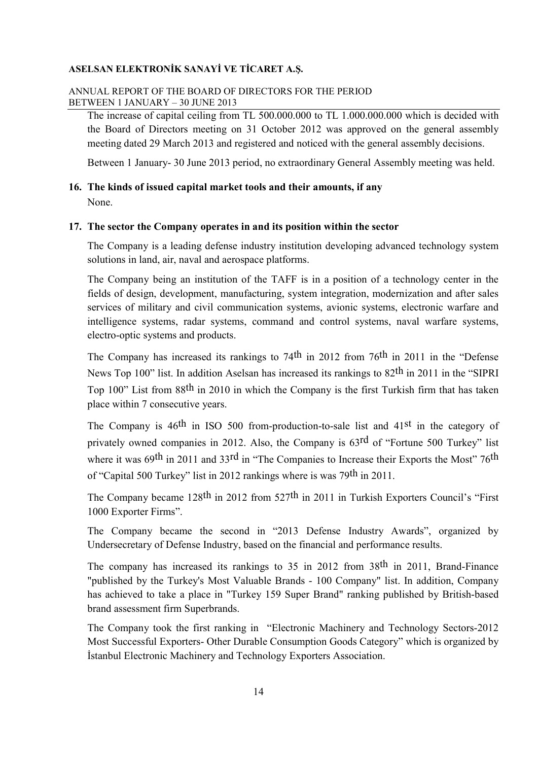The increase of capital ceiling from TL 500.000.000 to TL 1.000.000.000 which is decided with the Board of Directors meeting on 31 October 2012 was approved on the general assembly meeting dated 29 March 2013 and registered and noticed with the general assembly decisions.

Between 1 January- 30 June 2013 period, no extraordinary General Assembly meeting was held.

## 16. The kinds of issued capital market tools and their amounts, if any

None.

## 17. The sector the Company operates in and its position within the sector

The Company is a leading defense industry institution developing advanced technology system solutions in land, air, naval and aerospace platforms.

The Company being an institution of the TAFF is in a position of a technology center in the fields of design, development, manufacturing, system integration, modernization and after sales services of military and civil communication systems, avionic systems, electronic warfare and intelligence systems, radar systems, command and control systems, naval warfare systems, electro-optic systems and products.

The Company has increased its rankings to 74th in 2012 from 76th in 2011 in the "Defense News Top 100" list. In addition Aselsan has increased its rankings to 82th in 2011 in the "SIPRI Top 100" List from 88th in 2010 in which the Company is the first Turkish firm that has taken place within 7 consecutive years.

The Company is 46th in ISO 500 from-production-to-sale list and 41st in the category of privately owned companies in 2012. Also, the Company is 63rd of "Fortune 500 Turkey" list where it was 69th in 2011 and 33rd in "The Companies to Increase their Exports the Most" 76th of "Capital 500 Turkey" list in 2012 rankings where is was 79th in 2011.

The Company became 128th in 2012 from 527th in 2011 in Turkish Exporters Council's "First 1000 Exporter Firms".

The Company became the second in "2013 Defense Industry Awards", organized by Undersecretary of Defense Industry, based on the financial and performance results.

The company has increased its rankings to 35 in 2012 from 38th in 2011, Brand-Finance "published by the Turkey's Most Valuable Brands - 100 Company" list. In addition, Company has achieved to take a place in "Turkey 159 Super Brand" ranking published by British-based brand assessment firm Superbrands.

The Company took the first ranking in "Electronic Machinery and Technology Sectors-2012 Most Successful Exporters- Other Durable Consumption Goods Category" which is organized by İstanbul Electronic Machinery and Technology Exporters Association.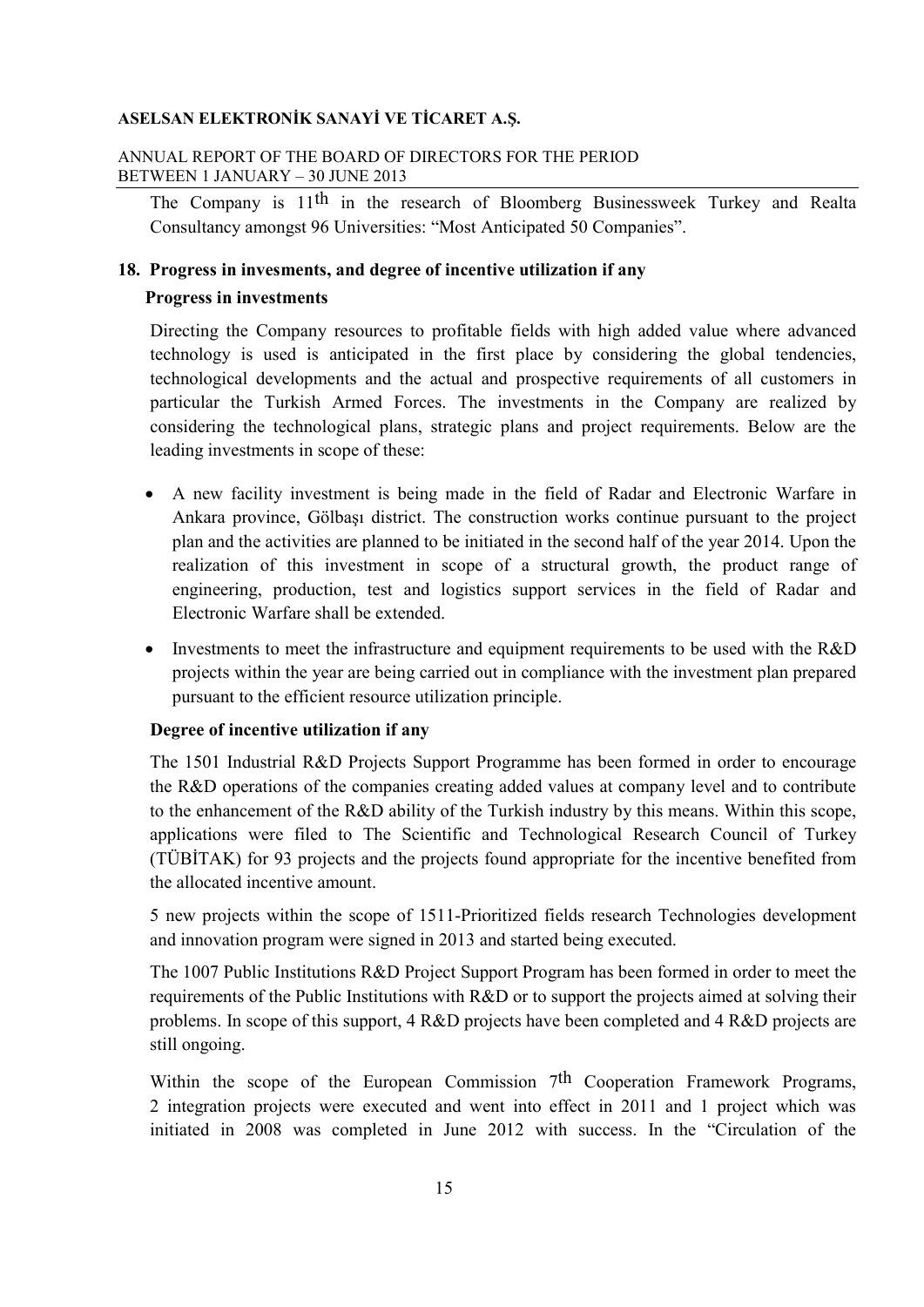The Company is 11th in the research of Bloomberg Businessweek Turkey and Realta Consultancy amongst 96 Universities: "Most Anticipated 50 Companies".

## 18. Progress in invesments, and degree of incentive utilization if any

### Progress in investments

Directing the Company resources to profitable fields with high added value where advanced technology is used is anticipated in the first place by considering the global tendencies, technological developments and the actual and prospective requirements of all customers in particular the Turkish Armed Forces. The investments in the Company are realized by considering the technological plans, strategic plans and project requirements. Below are the leading investments in scope of these:

- A new facility investment is being made in the field of Radar and Electronic Warfare in Ankara province, Gölbaşı district. The construction works continue pursuant to the project plan and the activities are planned to be initiated in the second half of the year 2014. Upon the realization of this investment in scope of a structural growth, the product range of engineering, production, test and logistics support services in the field of Radar and Electronic Warfare shall be extended.
- Investments to meet the infrastructure and equipment requirements to be used with the R&D projects within the year are being carried out in compliance with the investment plan prepared pursuant to the efficient resource utilization principle.

### Degree of incentive utilization if any

The 1501 Industrial R&D Projects Support Programme has been formed in order to encourage the R&D operations of the companies creating added values at company level and to contribute to the enhancement of the R&D ability of the Turkish industry by this means. Within this scope, applications were filed to The Scientific and Technological Research Council of Turkey (TÜBİTAK) for 93 projects and the projects found appropriate for the incentive benefited from the allocated incentive amount.

5 new projects within the scope of 1511-Prioritized fields research Technologies development and innovation program were signed in 2013 and started being executed.

The 1007 Public Institutions R&D Project Support Program has been formed in order to meet the requirements of the Public Institutions with R&D or to support the projects aimed at solving their problems. In scope of this support, 4 R&D projects have been completed and 4 R&D projects are still ongoing.

Within the scope of the European Commission 7th Cooperation Framework Programs, 2 integration projects were executed and went into effect in 2011 and 1 project which was initiated in 2008 was completed in June 2012 with success. In the "Circulation of the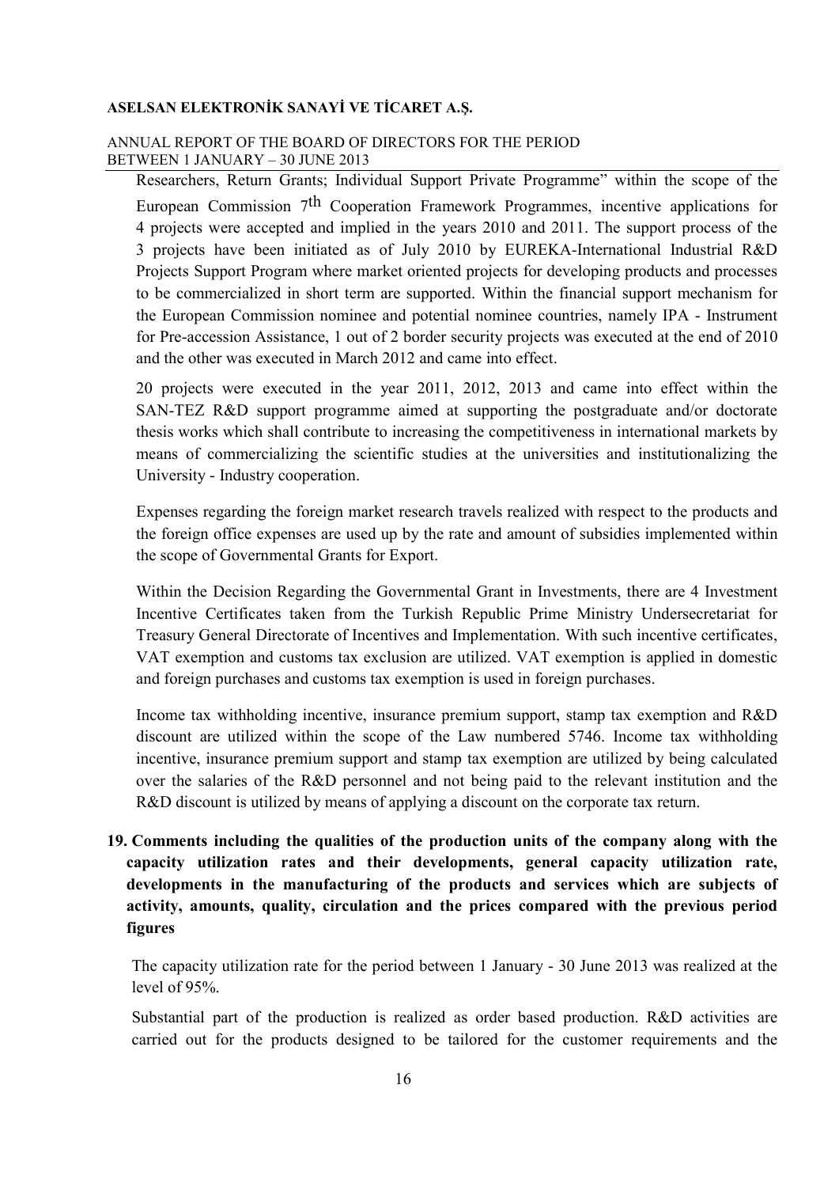Researchers, Return Grants; Individual Support Private Programme" within the scope of the European Commission 7th Cooperation Framework Programmes, incentive applications for 4 projects were accepted and implied in the years 2010 and 2011. The support process of the 3 projects have been initiated as of July 2010 by EUREKA-International Industrial R&D Projects Support Program where market oriented projects for developing products and processes to be commercialized in short term are supported. Within the financial support mechanism for the European Commission nominee and potential nominee countries, namely IPA - Instrument for Pre-accession Assistance, 1 out of 2 border security projects was executed at the end of 2010 and the other was executed in March 2012 and came into effect.

20 projects were executed in the year 2011, 2012, 2013 and came into effect within the SAN-TEZ R&D support programme aimed at supporting the postgraduate and/or doctorate thesis works which shall contribute to increasing the competitiveness in international markets by means of commercializing the scientific studies at the universities and institutionalizing the University - Industry cooperation.

Expenses regarding the foreign market research travels realized with respect to the products and the foreign office expenses are used up by the rate and amount of subsidies implemented within the scope of Governmental Grants for Export.

Within the Decision Regarding the Governmental Grant in Investments, there are 4 Investment Incentive Certificates taken from the Turkish Republic Prime Ministry Undersecretariat for Treasury General Directorate of Incentives and Implementation. With such incentive certificates, VAT exemption and customs tax exclusion are utilized. VAT exemption is applied in domestic and foreign purchases and customs tax exemption is used in foreign purchases.

Income tax withholding incentive, insurance premium support, stamp tax exemption and R&D discount are utilized within the scope of the Law numbered 5746. Income tax withholding incentive, insurance premium support and stamp tax exemption are utilized by being calculated over the salaries of the R&D personnel and not being paid to the relevant institution and the R&D discount is utilized by means of applying a discount on the corporate tax return.

**19. Comments including the qualities of the production units of the company along with the capacity utilization rates and their developments, general capacity utilization rate, developments in the manufacturing of the products and services which are subjects of activity, amounts, quality, circulation and the prices compared with the previous period figures**

The capacity utilization rate for the period between 1 January - 30 June 2013 was realized at the level of 95%.

Substantial part of the production is realized as order based production. R&D activities are carried out for the products designed to be tailored for the customer requirements and the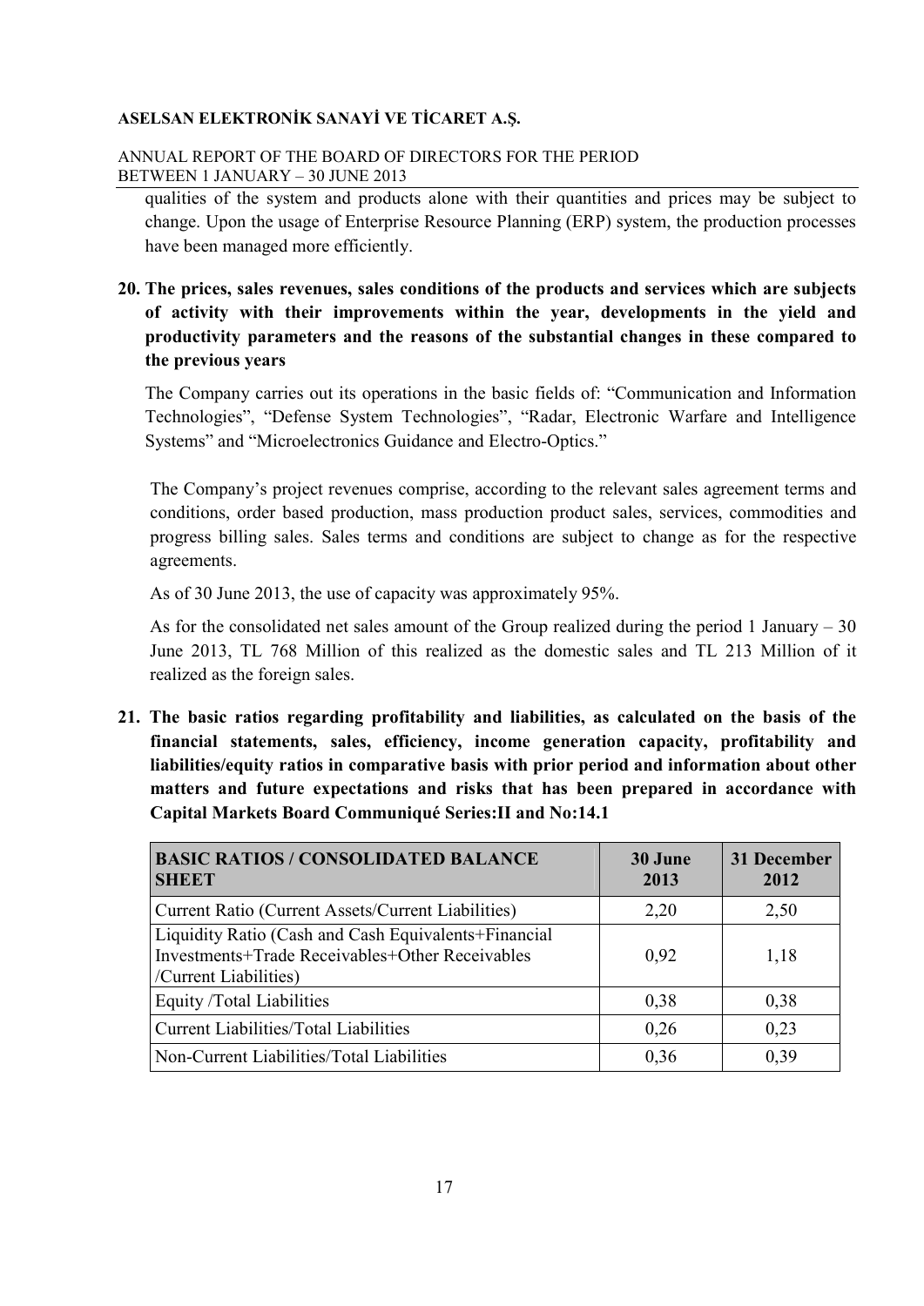qualities of the system and products alone with their quantities and prices may be subject to change. Upon the usage of Enterprise Resource Planning (ERP) system, the production processes have been managed more efficiently.

**20. The prices, sales revenues, sales conditions of the products and services which are subjects of activity with their improvements within the year, developments in the yield and productivity parameters and the reasons of the substantial changes in these compared to the previous years**

The Company carries out its operations in the basic fields of: "Communication and Information Technologies", "Defense System Technologies", "Radar, Electronic Warfare and Intelligence Systems" and "Microelectronics Guidance and Electro-Optics."

The Company's project revenues comprise, according to the relevant sales agreement terms and conditions, order based production, mass production product sales, services, commodities and progress billing sales. Sales terms and conditions are subject to change as for the respective agreements.

As of 30 June 2013, the use of capacity was approximately 95%.

As for the consolidated net sales amount of the Group realized during the period 1 January – 30 June 2013, TL 768 Million of this realized as the domestic sales and TL 213 Million of it realized as the foreign sales.

**21. The basic ratios regarding profitability and liabilities, as calculated on the basis of the financial statements, sales, efficiency, income generation capacity, profitability and liabilities/equity ratios in comparative basis with prior period and information about other matters and future expectations and risks that has been prepared in accordance with Capital Markets Board Communiqué Series:II and No:14.1**

| BASIC RATIOS / CONSOLIDATED BALANCE SHEET | 30 June 2013 | 31 December 2012 |
|---|---|---|
| Current Ratio (Current Assets/Current Liabilities) | 2,20 | 2,50 |
| Liquidity Ratio (Cash and Cash Equivalents+Financial Investments+Trade Receivables+Other Receivables /Current Liabilities) | 0,92 | 1,18 |
| Equity /Total Liabilities | 0,38 | 0,38 |
| Current Liabilities/Total Liabilities | 0,26 | 0,23 |
| Non-Current Liabilities/Total Liabilities | 0,36 | 0,39 |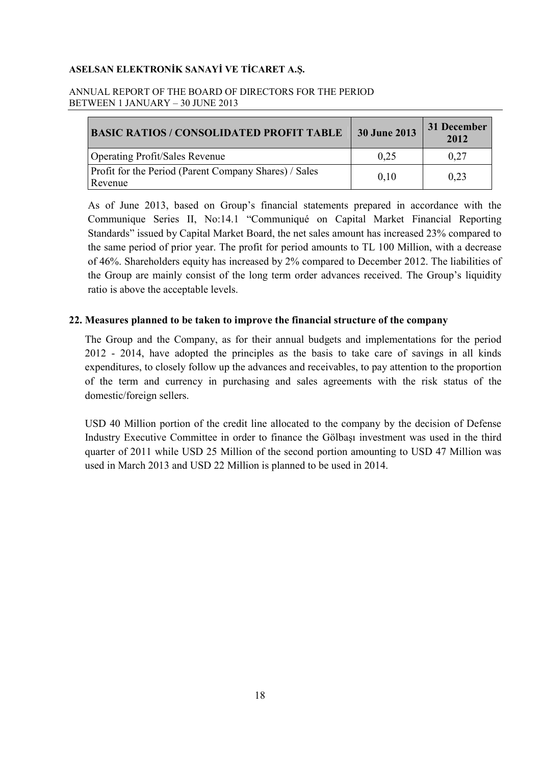| BASIC RATIOS / CONSOLIDATED PROFIT TABLE | 30 June 2013 | 31 December 2012 |
|---|---|---|
| Operating Profit/Sales Revenue | 0,25 | 0,27 |
| Profit for the Period (Parent Company Shares) / Sales Revenue | 0,10 | 0,23 |

As of June 2013, based on Group's financial statements prepared in accordance with the Communique Series II, No:14.1 "Communiqué on Capital Market Financial Reporting Standards" issued by Capital Market Board, the net sales amount has increased 23% compared to the same period of prior year. The profit for period amounts to TL 100 Million, with a decrease of 46%. Shareholders equity has increased by 2% compared to December 2012. The liabilities of the Group are mainly consist of the long term order advances received. The Group's liquidity ratio is above the acceptable levels.

## 22. Measures planned to be taken to improve the financial structure of the company

The Group and the Company, as for their annual budgets and implementations for the period 2012 - 2014, have adopted the principles as the basis to take care of savings in all kinds expenditures, to closely follow up the advances and receivables, to pay attention to the proportion of the term and currency in purchasing and sales agreements with the risk status of the domestic/foreign sellers.

USD 40 Million portion of the credit line allocated to the company by the decision of Defense Industry Executive Committee in order to finance the Gölbaşı investment was used in the third quarter of 2011 while USD 25 Million of the second portion amounting to USD 47 Million was used in March 2013 and USD 22 Million is planned to be used in 2014.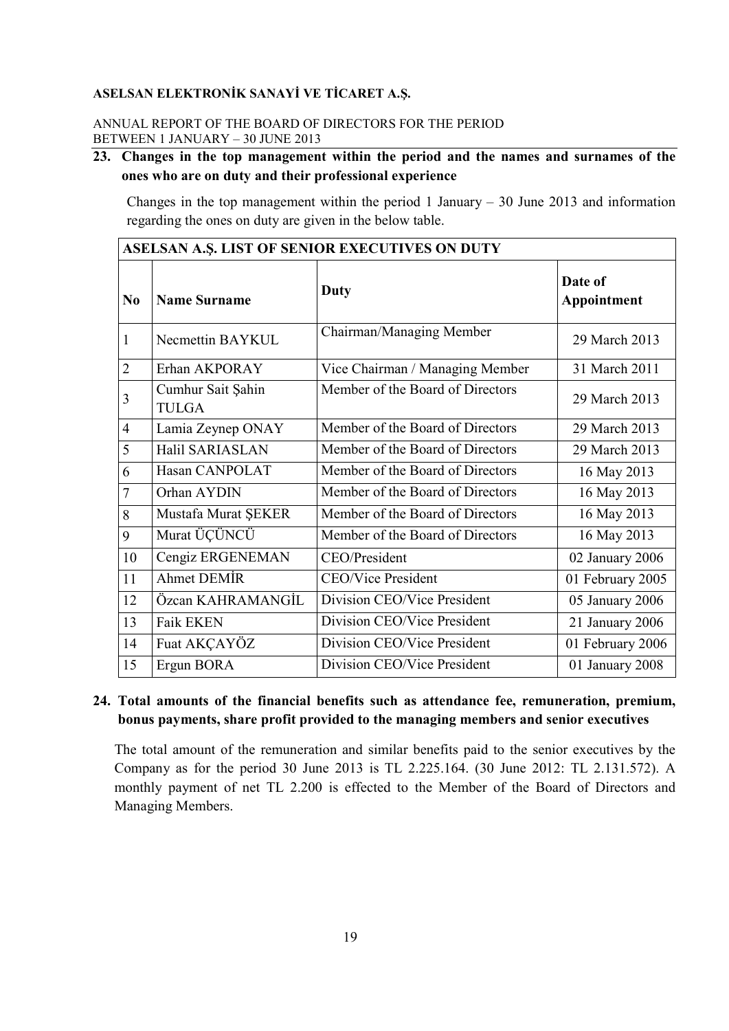## 23. Changes in the top management within the period and the names and surnames of the ones who are on duty and their professional experience

Changes in the top management within the period 1 January – 30 June 2013 and information regarding the ones on duty are given in the below table.

| ASELSAN A.Ş. LIST OF SENIOR EXECUTIVES ON DUTY | | | |
|---|---|---|---|
| **No** | **Name Surname** | **Duty** | **Date of Appointment** |
| 1 | Necmettin BAYKUL | Chairman/Managing Member | 29 March 2013 |
| 2 | Erhan AKPORAY | Vice Chairman / Managing Member | 31 March 2011 |
| 3 | Cumhur Sait Şahin TULGA | Member of the Board of Directors | 29 March 2013 |
| 4 | Lamia Zeynep ONAY | Member of the Board of Directors | 29 March 2013 |
| 5 | Halil SARIASLAN | Member of the Board of Directors | 29 March 2013 |
| 6 | Hasan CANPOLAT | Member of the Board of Directors | 16 May 2013 |
| 7 | Orhan AYDIN | Member of the Board of Directors | 16 May 2013 |
| 8 | Mustafa Murat ŞEKER | Member of the Board of Directors | 16 May 2013 |
| 9 | Murat ÜÇÜNCÜ | Member of the Board of Directors | 16 May 2013 |
| 10 | Cengiz ERGENEMAN | CEO/President | 02 January 2006 |
| 11 | Ahmet DEMİR | CEO/Vice President | 01 February 2005 |
| 12 | Özcan KAHRAMANGİL | Division CEO/Vice President | 05 January 2006 |
| 13 | Faik EKEN | Division CEO/Vice President | 21 January 2006 |
| 14 | Fuat AKÇAYÖZ | Division CEO/Vice President | 01 February 2006 |
| 15 | Ergun BORA | Division CEO/Vice President | 01 January 2008 |

## 24. Total amounts of the financial benefits such as attendance fee, remuneration, premium, bonus payments, share profit provided to the managing members and senior executives

The total amount of the remuneration and similar benefits paid to the senior executives by the Company as for the period 30 June 2013 is TL 2.225.164. (30 June 2012: TL 2.131.572). A monthly payment of net TL 2.200 is effected to the Member of the Board of Directors and Managing Members.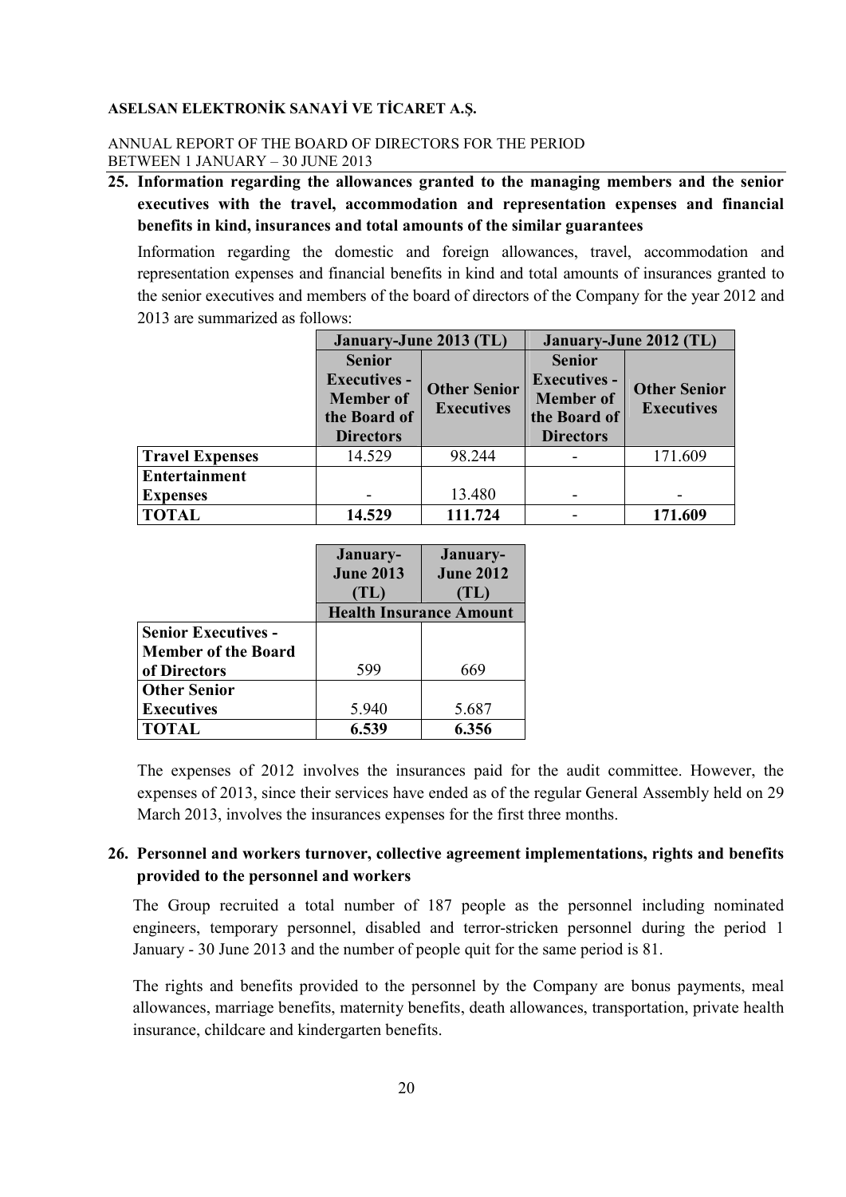## 25. Information regarding the allowances granted to the managing members and the senior executives with the travel, accommodation and representation expenses and financial benefits in kind, insurances and total amounts of the similar guarantees

Information regarding the domestic and foreign allowances, travel, accommodation and representation expenses and financial benefits in kind and total amounts of insurances granted to the senior executives and members of the board of directors of the Company for the year 2012 and 2013 are summarized as follows:

| | January-June 2013 (TL) | | January-June 2012 (TL) | |
|---|---|---|---|---|
| | Senior Executives - Member of the Board of Directors | Other Senior Executives | Senior Executives - Member of the Board of Directors | Other Senior Executives |
| **Travel Expenses** | 14.529 | 98.244 | - | 171.609 |
| **Entertainment Expenses** | - | 13.480 | - | - |
| **TOTAL** | **14.529** | **111.724** | - | **171.609** |

| | January-June 2013 (TL) | January-June 2012 (TL) |
|---|---|---|
| | Health Insurance Amount | |
| **Senior Executives - Member of the Board of Directors** | 599 | 669 |
| **Other Senior Executives** | 5.940 | 5.687 |
| **TOTAL** | **6.539** | **6.356** |

The expenses of 2012 involves the insurances paid for the audit committee. However, the expenses of 2013, since their services have ended as of the regular General Assembly held on 29 March 2013, involves the insurances expenses for the first three months.

## 26. Personnel and workers turnover, collective agreement implementations, rights and benefits provided to the personnel and workers

The Group recruited a total number of 187 people as the personnel including nominated engineers, temporary personnel, disabled and terror-stricken personnel during the period 1 January - 30 June 2013 and the number of people quit for the same period is 81.

The rights and benefits provided to the personnel by the Company are bonus payments, meal allowances, marriage benefits, maternity benefits, death allowances, transportation, private health insurance, childcare and kindergarten benefits.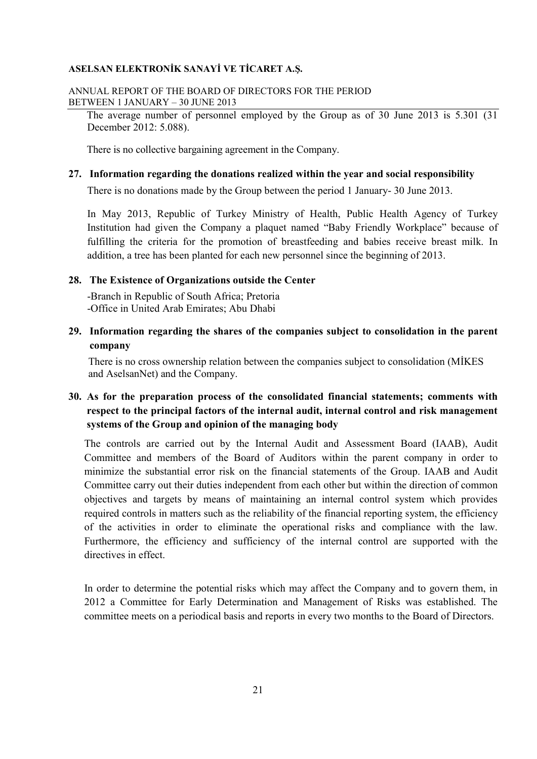The average number of personnel employed by the Group as of 30 June 2013 is 5.301 (31 December 2012: 5.088).

There is no collective bargaining agreement in the Company.

## 27. Information regarding the donations realized within the year and social responsibility

There is no donations made by the Group between the period 1 January- 30 June 2013.

In May 2013, Republic of Turkey Ministry of Health, Public Health Agency of Turkey Institution had given the Company a plaquet named "Baby Friendly Workplace" because of fulfilling the criteria for the promotion of breastfeeding and babies receive breast milk. In addition, a tree has been planted for each new personnel since the beginning of 2013.

## 28. The Existence of Organizations outside the Center

-Branch in Republic of South Africa; Pretoria
-Office in United Arab Emirates; Abu Dhabi

## 29. Information regarding the shares of the companies subject to consolidation in the parent company

There is no cross ownership relation between the companies subject to consolidation (MİKES and AselsanNet) and the Company.

## 30. As for the preparation process of the consolidated financial statements; comments with respect to the principal factors of the internal audit, internal control and risk management systems of the Group and opinion of the managing body

The controls are carried out by the Internal Audit and Assessment Board (IAAB), Audit Committee and members of the Board of Auditors within the parent company in order to minimize the substantial error risk on the financial statements of the Group. IAAB and Audit Committee carry out their duties independent from each other but within the direction of common objectives and targets by means of maintaining an internal control system which provides required controls in matters such as the reliability of the financial reporting system, the efficiency of the activities in order to eliminate the operational risks and compliance with the law. Furthermore, the efficiency and sufficiency of the internal control are supported with the directives in effect.

In order to determine the potential risks which may affect the Company and to govern them, in 2012 a Committee for Early Determination and Management of Risks was established. The committee meets on a periodical basis and reports in every two months to the Board of Directors.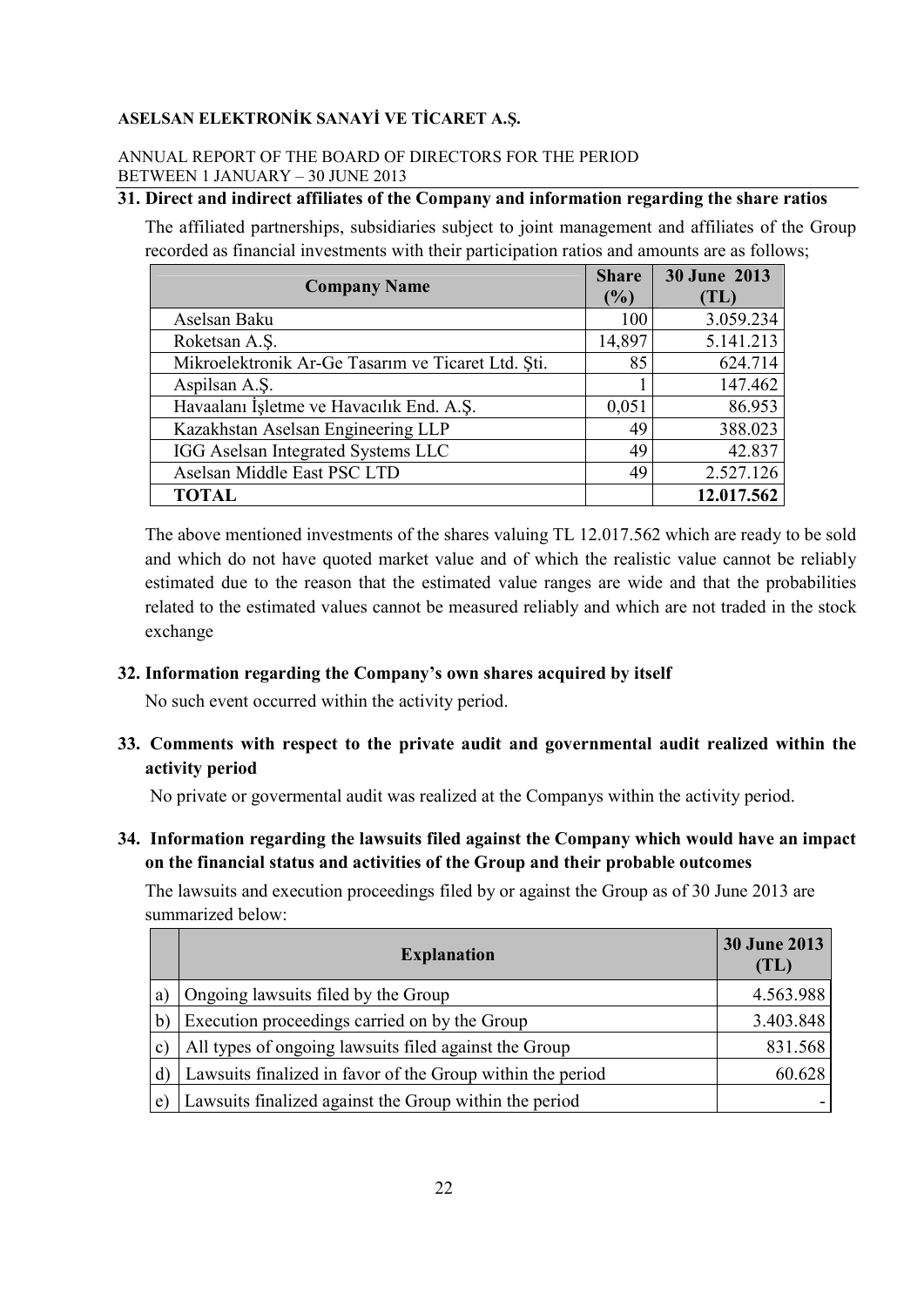## 31. Direct and indirect affiliates of the Company and information regarding the share ratios

The affiliated partnerships, subsidiaries subject to joint management and affiliates of the Group recorded as financial investments with their participation ratios and amounts are as follows;

| Company Name | Share (%) | 30 June 2013 (TL) |
|---|---|---|
| Aselsan Baku | 100 | 3.059.234 |
| Roketsan A.Ş. | 14,897 | 5.141.213 |
| Mikroelektronik Ar-Ge Tasarım ve Ticaret Ltd. Şti. | 85 | 624.714 |
| Aspilsan A.Ş. | 1 | 147.462 |
| Havaalanı İşletme ve Havacılık End. A.Ş. | 0,051 | 86.953 |
| Kazakhstan Aselsan Engineering LLP | 49 | 388.023 |
| IGG Aselsan Integrated Systems LLC | 49 | 42.837 |
| Aselsan Middle East PSC LTD | 49 | 2.527.126 |
| **TOTAL** | | **12.017.562** |

The above mentioned investments of the shares valuing TL 12.017.562 which are ready to be sold and which do not have quoted market value and of which the realistic value cannot be reliably estimated due to the reason that the estimated value ranges are wide and that the probabilities related to the estimated values cannot be measured reliably and which are not traded in the stock exchange

## 32. Information regarding the Company's own shares acquired by itself

No such event occurred within the activity period.

## 33. Comments with respect to the private audit and governmental audit realized within the activity period

No private or govermental audit was realized at the Companys within the activity period.

## 34. Information regarding the lawsuits filed against the Company which would have an impact on the financial status and activities of the Group and their probable outcomes

The lawsuits and execution proceedings filed by or against the Group as of 30 June 2013 are summarized below:

| | Explanation | 30 June 2013 (TL) |
|---|---|---|
| a) | Ongoing lawsuits filed by the Group | 4.563.988 |
| b) | Execution proceedings carried on by the Group | 3.403.848 |
| c) | All types of ongoing lawsuits filed against the Group | 831.568 |
| d) | Lawsuits finalized in favor of the Group within the period | 60.628 |
| e) | Lawsuits finalized against the Group within the period | - |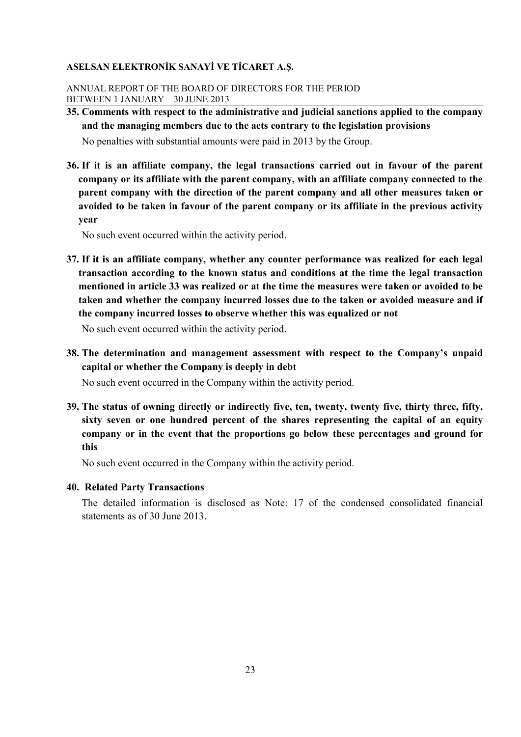**35. Comments with respect to the administrative and judicial sanctions applied to the company and the managing members due to the acts contrary to the legislation provisions**

No penalties with substantial amounts were paid in 2013 by the Group.

**36. If it is an affiliate company, the legal transactions carried out in favour of the parent company or its affiliate with the parent company, with an affiliate company connected to the parent company with the direction of the parent company and all other measures taken or avoided to be taken in favour of the parent company or its affiliate in the previous activity year**

No such event occurred within the activity period.

**37. If it is an affiliate company, whether any counter performance was realized for each legal transaction according to the known status and conditions at the time the legal transaction mentioned in article 33 was realized or at the time the measures were taken or avoided to be taken and whether the company incurred losses due to the taken or avoided measure and if the company incurred losses to observe whether this was equalized or not**

No such event occurred within the activity period.

**38. The determination and management assessment with respect to the Company's unpaid capital or whether the Company is deeply in debt**

No such event occurred in the Company within the activity period.

**39. The status of owning directly or indirectly five, ten, twenty, twenty five, thirty three, fifty, sixty seven or one hundred percent of the shares representing the capital of an equity company or in the event that the proportions go below these percentages and ground for this**

No such event occurred in the Company within the activity period.

**40. Related Party Transactions**

The detailed information is disclosed as Note: 17 of the condensed consolidated financial statements as of 30 June 2013.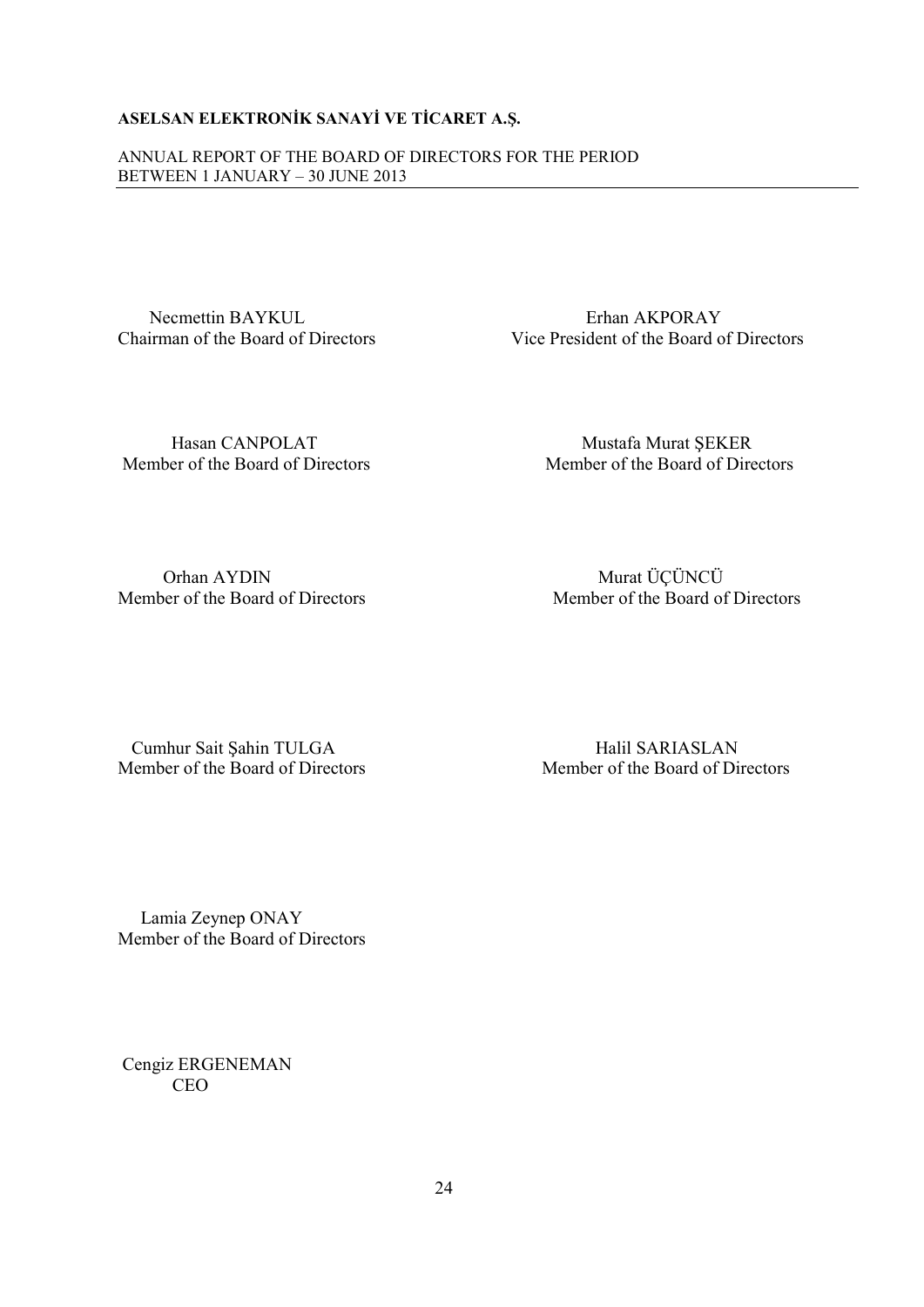Necmettin BAYKUL
Chairman of the Board of Directors

Erhan AKPORAY
Vice President of the Board of Directors

Hasan CANPOLAT
Member of the Board of Directors

Mustafa Murat ŞEKER
Member of the Board of Directors

Orhan AYDIN
Member of the Board of Directors

Murat ÜÇÜNCÜ
Member of the Board of Directors

Cumhur Sait Şahin TULGA
Member of the Board of Directors

Halil SARIASLAN
Member of the Board of Directors

Lamia Zeynep ONAY
Member of the Board of Directors

Cengiz ERGENEMAN
CEO